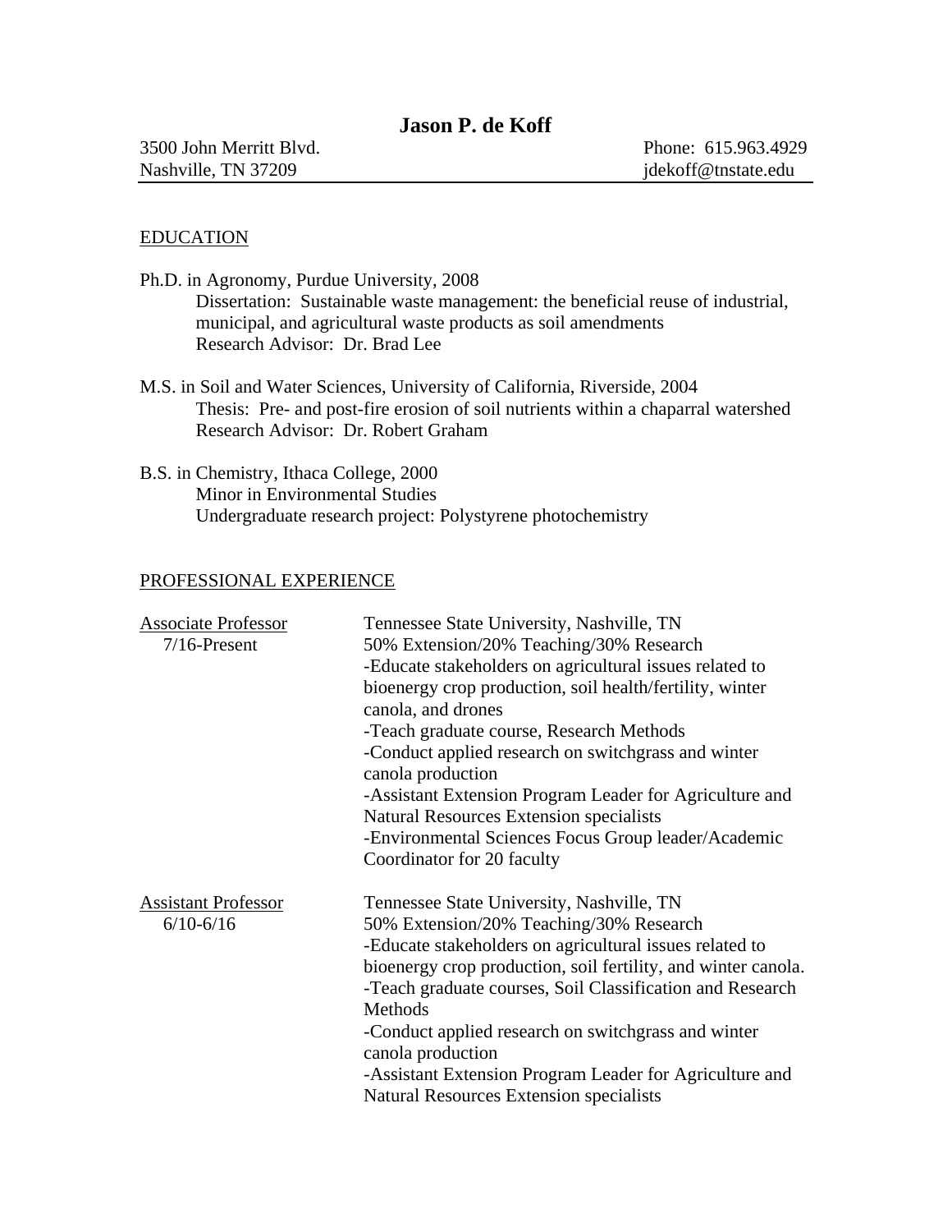# Jason P. de Koff

3500 John Merritt Blvd.
Nashville, TN 37209

Phone: 615.963.4929
jdekoff@tnstate.edu

## EDUCATION

Ph.D. in Agronomy, Purdue University, 2008
Dissertation: Sustainable waste management: the beneficial reuse of industrial, municipal, and agricultural waste products as soil amendments
Research Advisor: Dr. Brad Lee

M.S. in Soil and Water Sciences, University of California, Riverside, 2004
Thesis: Pre- and post-fire erosion of soil nutrients within a chaparral watershed
Research Advisor: Dr. Robert Graham

B.S. in Chemistry, Ithaca College, 2000
Minor in Environmental Studies
Undergraduate research project: Polystyrene photochemistry

## PROFESSIONAL EXPERIENCE

**Associate Professor** (7/16-Present)
Tennessee State University, Nashville, TN
50% Extension/20% Teaching/30% Research
-Educate stakeholders on agricultural issues related to bioenergy crop production, soil health/fertility, winter canola, and drones
-Teach graduate course, Research Methods
-Conduct applied research on switchgrass and winter canola production
-Assistant Extension Program Leader for Agriculture and Natural Resources Extension specialists
-Environmental Sciences Focus Group leader/Academic Coordinator for 20 faculty

**Assistant Professor** (6/10-6/16)
Tennessee State University, Nashville, TN
50% Extension/20% Teaching/30% Research
-Educate stakeholders on agricultural issues related to bioenergy crop production, soil fertility, and winter canola.
-Teach graduate courses, Soil Classification and Research Methods
-Conduct applied research on switchgrass and winter canola production
-Assistant Extension Program Leader for Agriculture and Natural Resources Extension specialists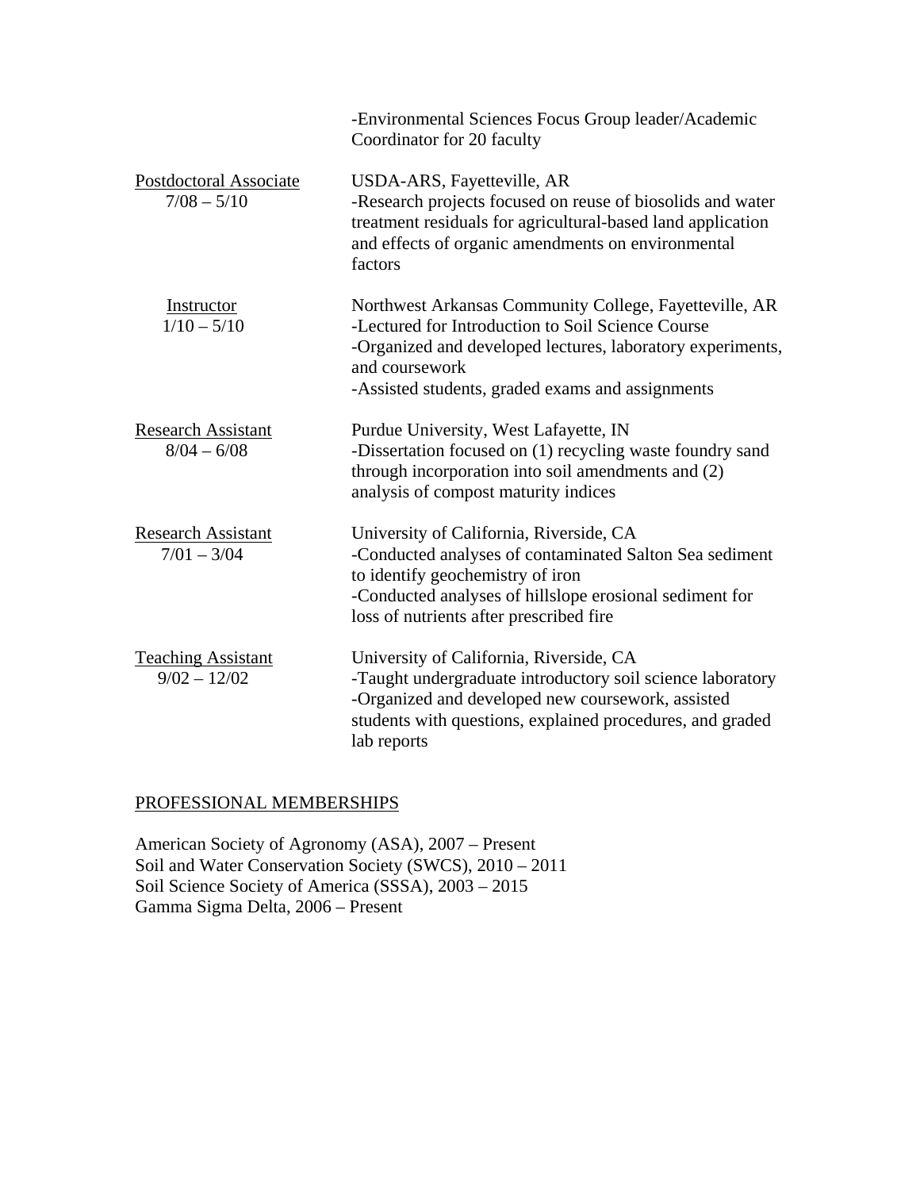-Environmental Sciences Focus Group leader/Academic Coordinator for 20 faculty

<u>Postdoctoral Associate</u>
7/08 – 5/10

USDA-ARS, Fayetteville, AR
-Research projects focused on reuse of biosolids and water treatment residuals for agricultural-based land application and effects of organic amendments on environmental factors

<u>Instructor</u>
1/10 – 5/10

Northwest Arkansas Community College, Fayetteville, AR
-Lectured for Introduction to Soil Science Course
-Organized and developed lectures, laboratory experiments, and coursework
-Assisted students, graded exams and assignments

<u>Research Assistant</u>
8/04 – 6/08

Purdue University, West Lafayette, IN
-Dissertation focused on (1) recycling waste foundry sand through incorporation into soil amendments and (2) analysis of compost maturity indices

<u>Research Assistant</u>
7/01 – 3/04

University of California, Riverside, CA
-Conducted analyses of contaminated Salton Sea sediment to identify geochemistry of iron
-Conducted analyses of hillslope erosional sediment for loss of nutrients after prescribed fire

<u>Teaching Assistant</u>
9/02 – 12/02

University of California, Riverside, CA
-Taught undergraduate introductory soil science laboratory
-Organized and developed new coursework, assisted students with questions, explained procedures, and graded lab reports

## <u>PROFESSIONAL MEMBERSHIPS</u>

American Society of Agronomy (ASA), 2007 – Present
Soil and Water Conservation Society (SWCS), 2010 – 2011
Soil Science Society of America (SSSA), 2003 – 2015
Gamma Sigma Delta, 2006 – Present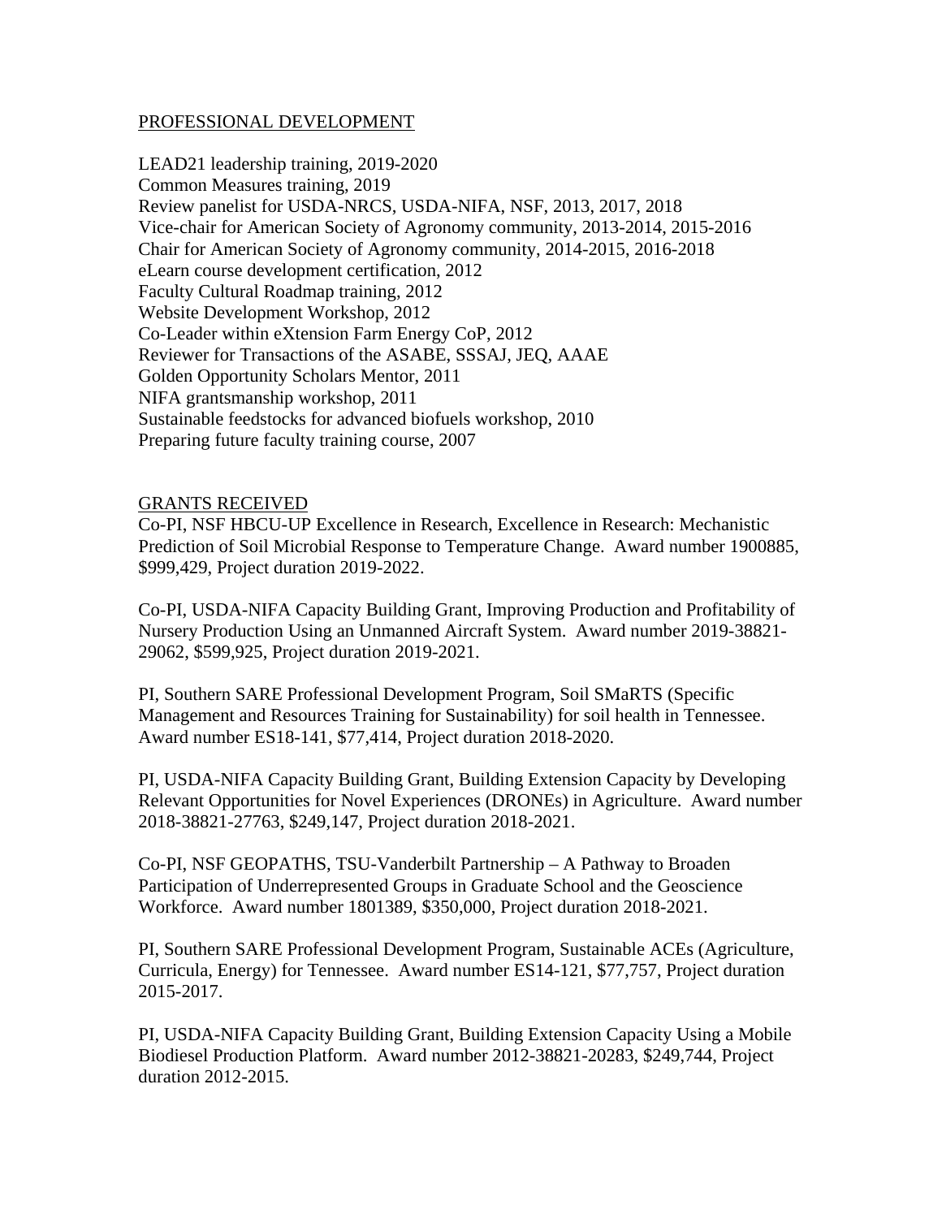## PROFESSIONAL DEVELOPMENT

LEAD21 leadership training, 2019-2020
Common Measures training, 2019
Review panelist for USDA-NRCS, USDA-NIFA, NSF, 2013, 2017, 2018
Vice-chair for American Society of Agronomy community, 2013-2014, 2015-2016
Chair for American Society of Agronomy community, 2014-2015, 2016-2018
eLearn course development certification, 2012
Faculty Cultural Roadmap training, 2012
Website Development Workshop, 2012
Co-Leader within eXtension Farm Energy CoP, 2012
Reviewer for Transactions of the ASABE, SSSAJ, JEQ, AAAE
Golden Opportunity Scholars Mentor, 2011
NIFA grantsmanship workshop, 2011
Sustainable feedstocks for advanced biofuels workshop, 2010
Preparing future faculty training course, 2007

## GRANTS RECEIVED

Co-PI, NSF HBCU-UP Excellence in Research, Excellence in Research: Mechanistic Prediction of Soil Microbial Response to Temperature Change. Award number 1900885, $999,429, Project duration 2019-2022.

Co-PI, USDA-NIFA Capacity Building Grant, Improving Production and Profitability of Nursery Production Using an Unmanned Aircraft System. Award number 2019-38821-29062, $599,925, Project duration 2019-2021.

PI, Southern SARE Professional Development Program, Soil SMaRTS (Specific Management and Resources Training for Sustainability) for soil health in Tennessee. Award number ES18-141, $77,414, Project duration 2018-2020.

PI, USDA-NIFA Capacity Building Grant, Building Extension Capacity by Developing Relevant Opportunities for Novel Experiences (DRONEs) in Agriculture. Award number 2018-38821-27763, $249,147, Project duration 2018-2021.

Co-PI, NSF GEOPATHS, TSU-Vanderbilt Partnership – A Pathway to Broaden Participation of Underrepresented Groups in Graduate School and the Geoscience Workforce. Award number 1801389, $350,000, Project duration 2018-2021.

PI, Southern SARE Professional Development Program, Sustainable ACEs (Agriculture, Curricula, Energy) for Tennessee. Award number ES14-121, $77,757, Project duration 2015-2017.

PI, USDA-NIFA Capacity Building Grant, Building Extension Capacity Using a Mobile Biodiesel Production Platform. Award number 2012-38821-20283, $249,744, Project duration 2012-2015.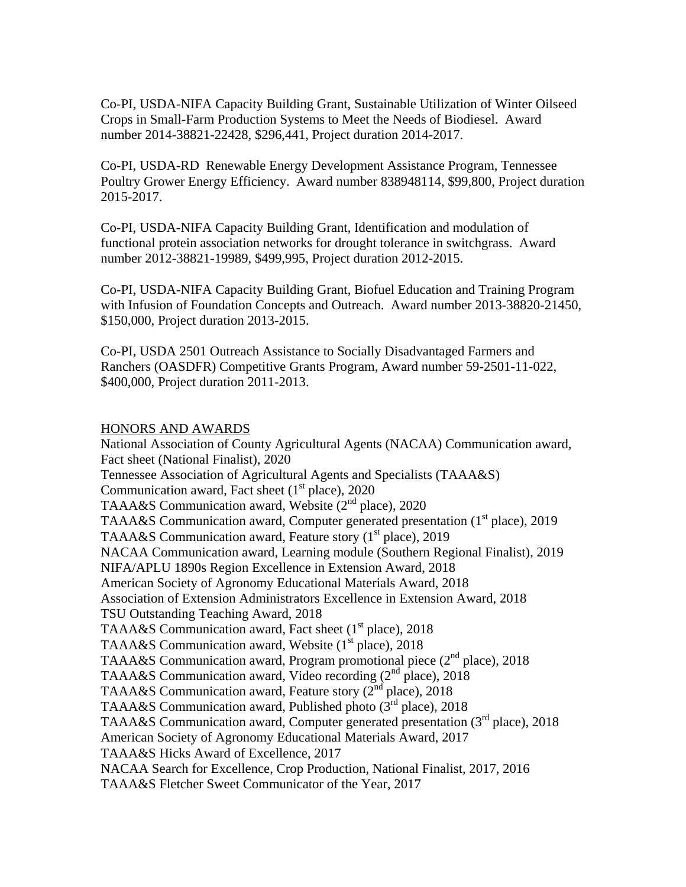Co-PI, USDA-NIFA Capacity Building Grant, Sustainable Utilization of Winter Oilseed Crops in Small-Farm Production Systems to Meet the Needs of Biodiesel. Award number 2014-38821-22428, $296,441, Project duration 2014-2017.

Co-PI, USDA-RD Renewable Energy Development Assistance Program, Tennessee Poultry Grower Energy Efficiency. Award number 838948114, $99,800, Project duration 2015-2017.

Co-PI, USDA-NIFA Capacity Building Grant, Identification and modulation of functional protein association networks for drought tolerance in switchgrass. Award number 2012-38821-19989, $499,995, Project duration 2012-2015.

Co-PI, USDA-NIFA Capacity Building Grant, Biofuel Education and Training Program with Infusion of Foundation Concepts and Outreach. Award number 2013-38820-21450, $150,000, Project duration 2013-2015.

Co-PI, USDA 2501 Outreach Assistance to Socially Disadvantaged Farmers and Ranchers (OASDFR) Competitive Grants Program, Award number 59-2501-11-022, $400,000, Project duration 2011-2013.

## HONORS AND AWARDS

National Association of County Agricultural Agents (NACAA) Communication award, Fact sheet (National Finalist), 2020
Tennessee Association of Agricultural Agents and Specialists (TAAA&S) Communication award, Fact sheet (1st place), 2020
TAAA&S Communication award, Website (2nd place), 2020
TAAA&S Communication award, Computer generated presentation (1st place), 2019
TAAA&S Communication award, Feature story (1st place), 2019
NACAA Communication award, Learning module (Southern Regional Finalist), 2019
NIFA/APLU 1890s Region Excellence in Extension Award, 2018
American Society of Agronomy Educational Materials Award, 2018
Association of Extension Administrators Excellence in Extension Award, 2018
TSU Outstanding Teaching Award, 2018
TAAA&S Communication award, Fact sheet (1st place), 2018
TAAA&S Communication award, Website (1st place), 2018
TAAA&S Communication award, Program promotional piece (2nd place), 2018
TAAA&S Communication award, Video recording (2nd place), 2018
TAAA&S Communication award, Feature story (2nd place), 2018
TAAA&S Communication award, Published photo (3rd place), 2018
TAAA&S Communication award, Computer generated presentation (3rd place), 2018
American Society of Agronomy Educational Materials Award, 2017
TAAA&S Hicks Award of Excellence, 2017
NACAA Search for Excellence, Crop Production, National Finalist, 2017, 2016
TAAA&S Fletcher Sweet Communicator of the Year, 2017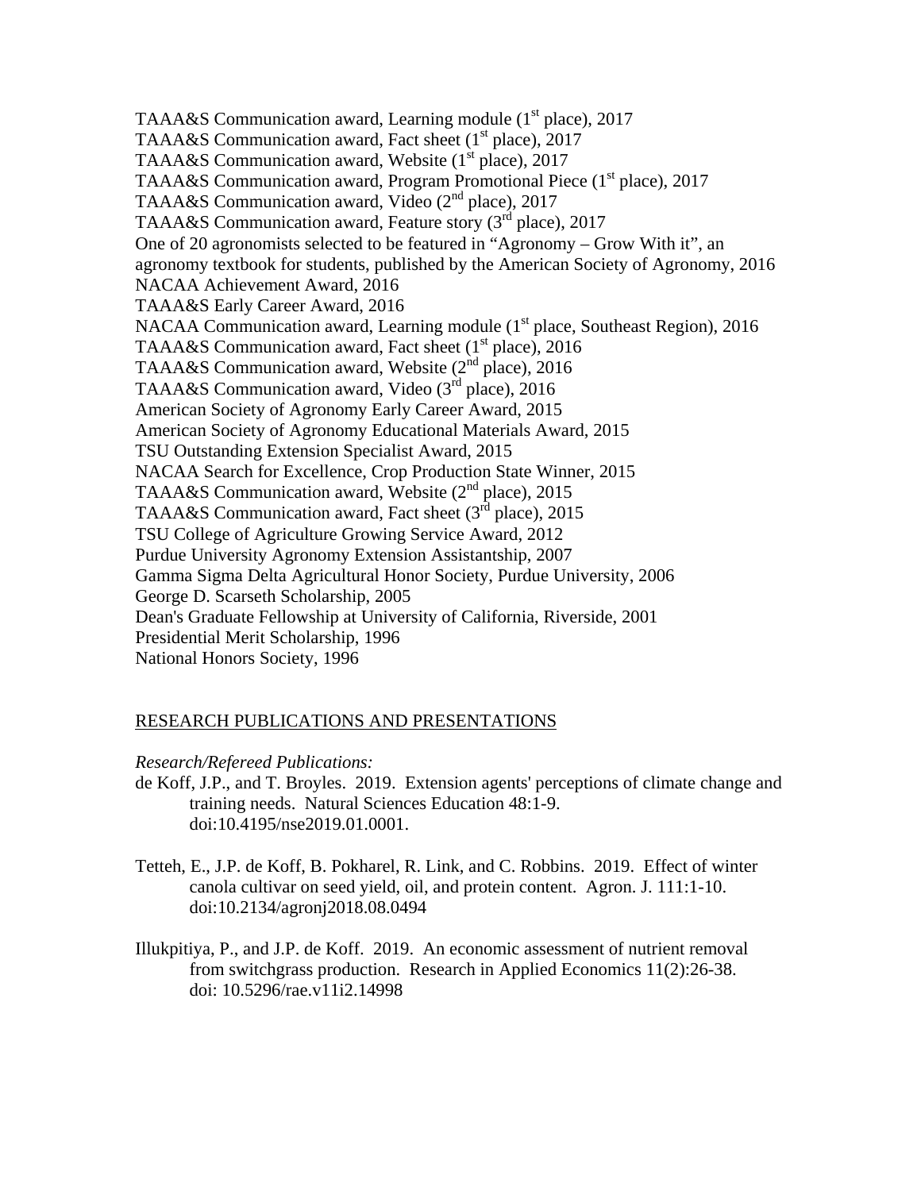TAAA&S Communication award, Learning module (1st place), 2017
TAAA&S Communication award, Fact sheet (1st place), 2017
TAAA&S Communication award, Website (1st place), 2017
TAAA&S Communication award, Program Promotional Piece (1st place), 2017
TAAA&S Communication award, Video (2nd place), 2017
TAAA&S Communication award, Feature story (3rd place), 2017
One of 20 agronomists selected to be featured in "Agronomy – Grow With it", an agronomy textbook for students, published by the American Society of Agronomy, 2016
NACAA Achievement Award, 2016
TAAA&S Early Career Award, 2016
NACAA Communication award, Learning module (1st place, Southeast Region), 2016
TAAA&S Communication award, Fact sheet (1st place), 2016
TAAA&S Communication award, Website (2nd place), 2016
TAAA&S Communication award, Video (3rd place), 2016
American Society of Agronomy Early Career Award, 2015
American Society of Agronomy Educational Materials Award, 2015
TSU Outstanding Extension Specialist Award, 2015
NACAA Search for Excellence, Crop Production State Winner, 2015
TAAA&S Communication award, Website (2nd place), 2015
TAAA&S Communication award, Fact sheet (3rd place), 2015
TSU College of Agriculture Growing Service Award, 2012
Purdue University Agronomy Extension Assistantship, 2007
Gamma Sigma Delta Agricultural Honor Society, Purdue University, 2006
George D. Scarseth Scholarship, 2005
Dean's Graduate Fellowship at University of California, Riverside, 2001
Presidential Merit Scholarship, 1996
National Honors Society, 1996

## RESEARCH PUBLICATIONS AND PRESENTATIONS

*Research/Refereed Publications:*

de Koff, J.P., and T. Broyles. 2019. Extension agents' perceptions of climate change and training needs. Natural Sciences Education 48:1-9. doi:10.4195/nse2019.01.0001.

Tetteh, E., J.P. de Koff, B. Pokharel, R. Link, and C. Robbins. 2019. Effect of winter canola cultivar on seed yield, oil, and protein content. Agron. J. 111:1-10. doi:10.2134/agronj2018.08.0494

Illukpitiya, P., and J.P. de Koff. 2019. An economic assessment of nutrient removal from switchgrass production. Research in Applied Economics 11(2):26-38. doi: 10.5296/rae.v11i2.14998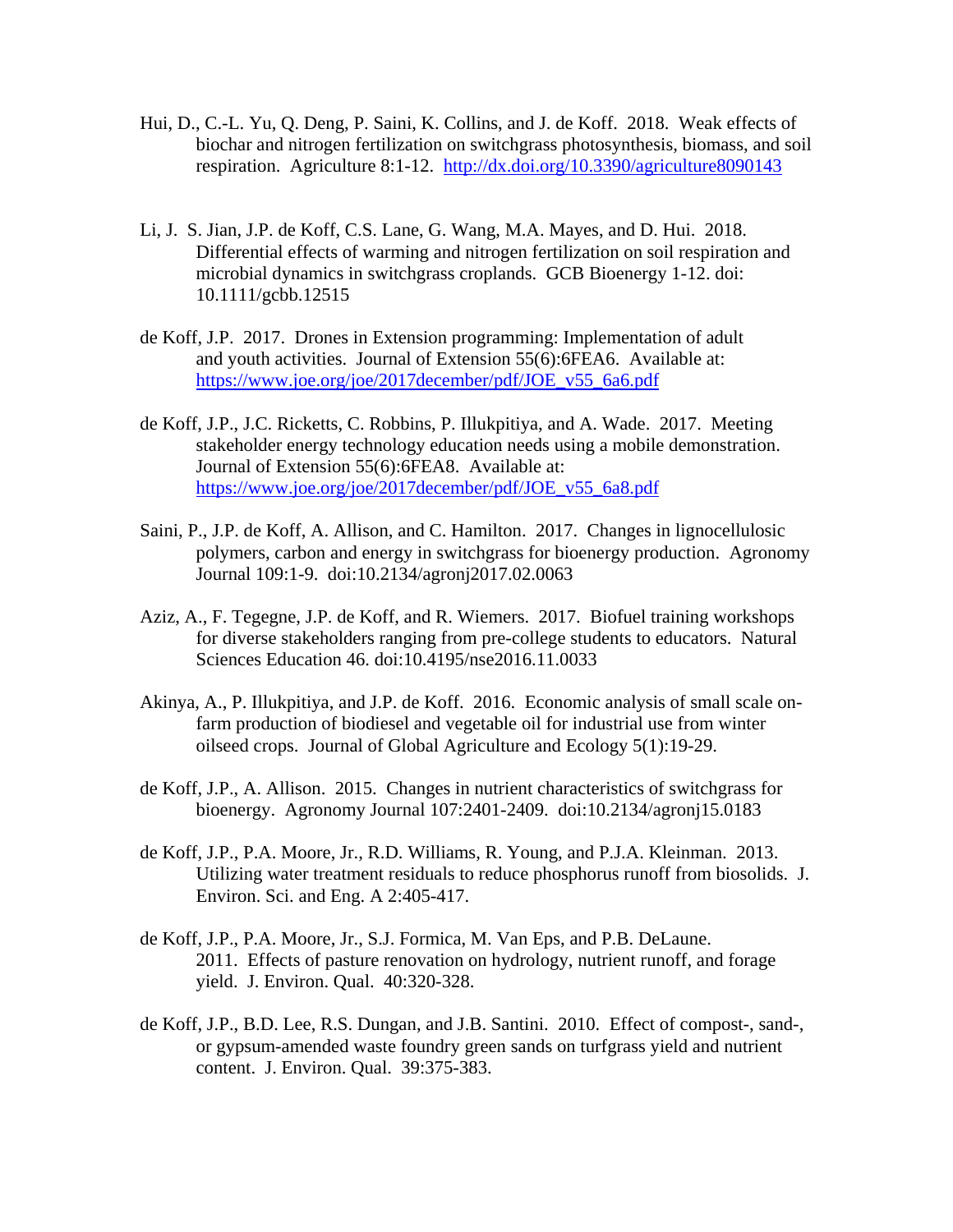Hui, D., C.-L. Yu, Q. Deng, P. Saini, K. Collins, and J. de Koff. 2018. Weak effects of biochar and nitrogen fertilization on switchgrass photosynthesis, biomass, and soil respiration. Agriculture 8:1-12. http://dx.doi.org/10.3390/agriculture8090143

Li, J. S. Jian, J.P. de Koff, C.S. Lane, G. Wang, M.A. Mayes, and D. Hui. 2018. Differential effects of warming and nitrogen fertilization on soil respiration and microbial dynamics in switchgrass croplands. GCB Bioenergy 1-12. doi: 10.1111/gcbb.12515

de Koff, J.P. 2017. Drones in Extension programming: Implementation of adult and youth activities. Journal of Extension 55(6):6FEA6. Available at: https://www.joe.org/joe/2017december/pdf/JOE_v55_6a6.pdf

de Koff, J.P., J.C. Ricketts, C. Robbins, P. Illukpitiya, and A. Wade. 2017. Meeting stakeholder energy technology education needs using a mobile demonstration. Journal of Extension 55(6):6FEA8. Available at: https://www.joe.org/joe/2017december/pdf/JOE_v55_6a8.pdf

Saini, P., J.P. de Koff, A. Allison, and C. Hamilton. 2017. Changes in lignocellulosic polymers, carbon and energy in switchgrass for bioenergy production. Agronomy Journal 109:1-9. doi:10.2134/agronj2017.02.0063

Aziz, A., F. Tegegne, J.P. de Koff, and R. Wiemers. 2017. Biofuel training workshops for diverse stakeholders ranging from pre-college students to educators. Natural Sciences Education 46. doi:10.4195/nse2016.11.0033

Akinya, A., P. Illukpitiya, and J.P. de Koff. 2016. Economic analysis of small scale on-farm production of biodiesel and vegetable oil for industrial use from winter oilseed crops. Journal of Global Agriculture and Ecology 5(1):19-29.

de Koff, J.P., A. Allison. 2015. Changes in nutrient characteristics of switchgrass for bioenergy. Agronomy Journal 107:2401-2409. doi:10.2134/agronj15.0183

de Koff, J.P., P.A. Moore, Jr., R.D. Williams, R. Young, and P.J.A. Kleinman. 2013. Utilizing water treatment residuals to reduce phosphorus runoff from biosolids. J. Environ. Sci. and Eng. A 2:405-417.

de Koff, J.P., P.A. Moore, Jr., S.J. Formica, M. Van Eps, and P.B. DeLaune. 2011. Effects of pasture renovation on hydrology, nutrient runoff, and forage yield. J. Environ. Qual. 40:320-328.

de Koff, J.P., B.D. Lee, R.S. Dungan, and J.B. Santini. 2010. Effect of compost-, sand-, or gypsum-amended waste foundry green sands on turfgrass yield and nutrient content. J. Environ. Qual. 39:375-383.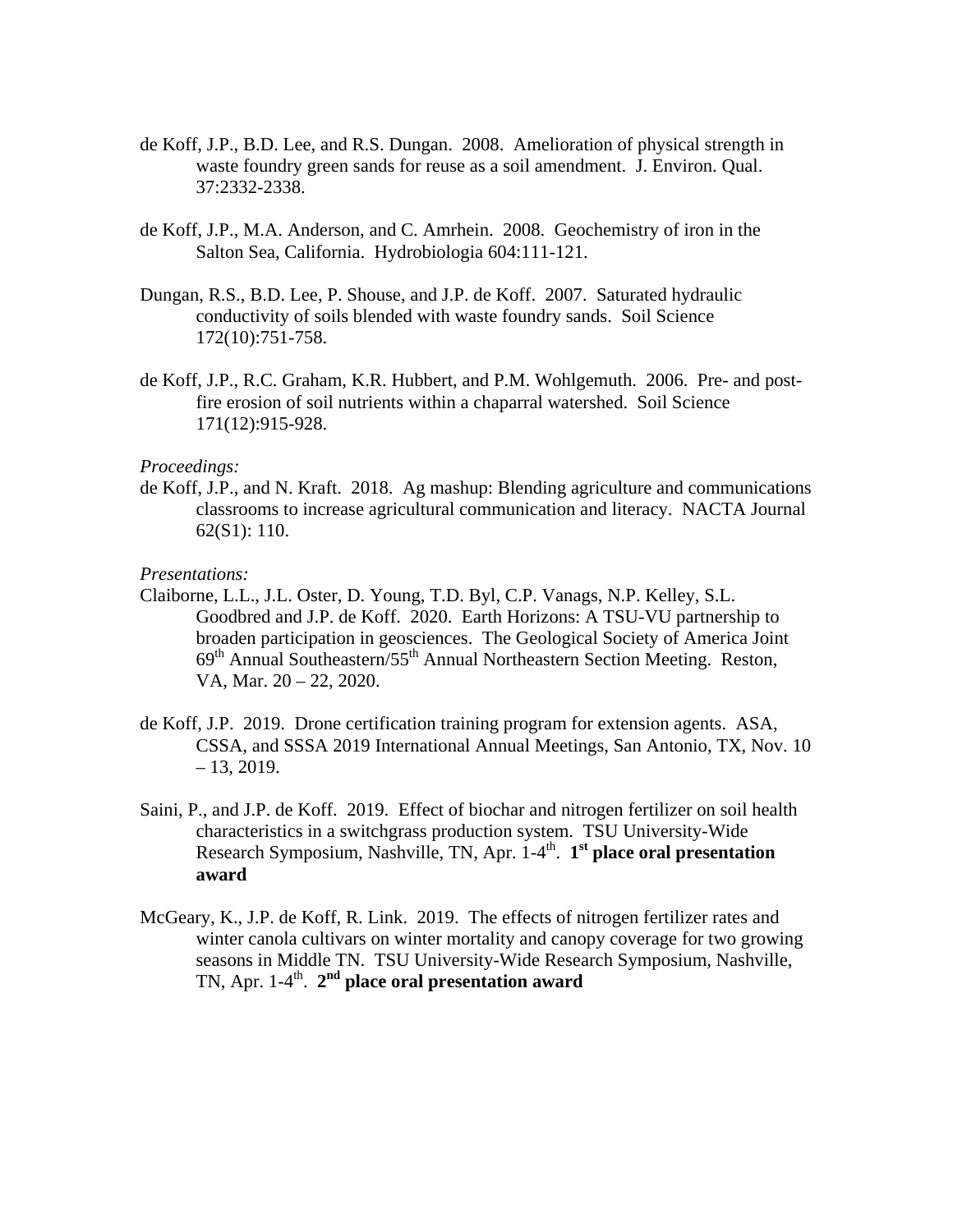de Koff, J.P., B.D. Lee, and R.S. Dungan. 2008. Amelioration of physical strength in waste foundry green sands for reuse as a soil amendment. J. Environ. Qual. 37:2332-2338.

de Koff, J.P., M.A. Anderson, and C. Amrhein. 2008. Geochemistry of iron in the Salton Sea, California. Hydrobiologia 604:111-121.

Dungan, R.S., B.D. Lee, P. Shouse, and J.P. de Koff. 2007. Saturated hydraulic conductivity of soils blended with waste foundry sands. Soil Science 172(10):751-758.

de Koff, J.P., R.C. Graham, K.R. Hubbert, and P.M. Wohlgemuth. 2006. Pre- and post-fire erosion of soil nutrients within a chaparral watershed. Soil Science 171(12):915-928.

*Proceedings:*

de Koff, J.P., and N. Kraft. 2018. Ag mashup: Blending agriculture and communications classrooms to increase agricultural communication and literacy. NACTA Journal 62(S1): 110.

*Presentations:*

Claiborne, L.L., J.L. Oster, D. Young, T.D. Byl, C.P. Vanags, N.P. Kelley, S.L. Goodbred and J.P. de Koff. 2020. Earth Horizons: A TSU-VU partnership to broaden participation in geosciences. The Geological Society of America Joint 69th Annual Southeastern/55th Annual Northeastern Section Meeting. Reston, VA, Mar. 20 – 22, 2020.

de Koff, J.P. 2019. Drone certification training program for extension agents. ASA, CSSA, and SSSA 2019 International Annual Meetings, San Antonio, TX, Nov. 10 – 13, 2019.

Saini, P., and J.P. de Koff. 2019. Effect of biochar and nitrogen fertilizer on soil health characteristics in a switchgrass production system. TSU University-Wide Research Symposium, Nashville, TN, Apr. 1-4th. **1st place oral presentation award**

McGeary, K., J.P. de Koff, R. Link. 2019. The effects of nitrogen fertilizer rates and winter canola cultivars on winter mortality and canopy coverage for two growing seasons in Middle TN. TSU University-Wide Research Symposium, Nashville, TN, Apr. 1-4th. **2nd place oral presentation award**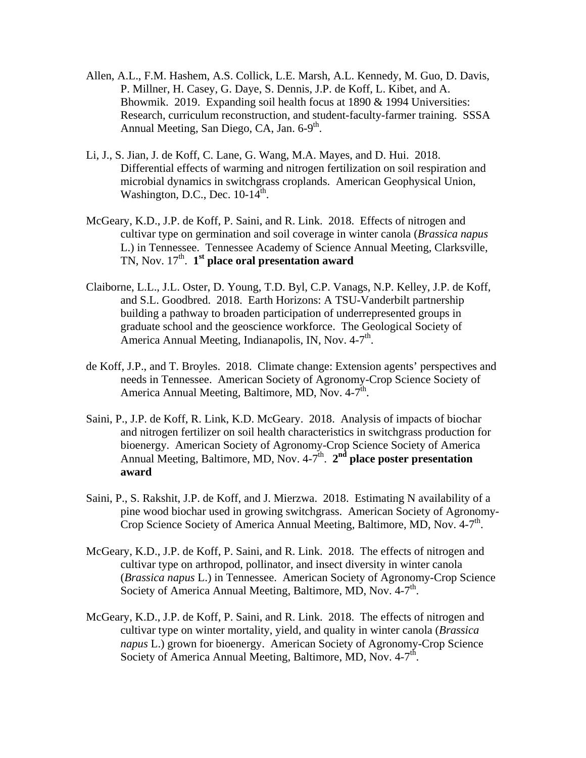Allen, A.L., F.M. Hashem, A.S. Collick, L.E. Marsh, A.L. Kennedy, M. Guo, D. Davis, P. Millner, H. Casey, G. Daye, S. Dennis, J.P. de Koff, L. Kibet, and A. Bhowmik. 2019. Expanding soil health focus at 1890 & 1994 Universities: Research, curriculum reconstruction, and student-faculty-farmer training. SSSA Annual Meeting, San Diego, CA, Jan. 6-9th.

Li, J., S. Jian, J. de Koff, C. Lane, G. Wang, M.A. Mayes, and D. Hui. 2018. Differential effects of warming and nitrogen fertilization on soil respiration and microbial dynamics in switchgrass croplands. American Geophysical Union, Washington, D.C., Dec. 10-14th.

McGeary, K.D., J.P. de Koff, P. Saini, and R. Link. 2018. Effects of nitrogen and cultivar type on germination and soil coverage in winter canola (*Brassica napus* L.) in Tennessee. Tennessee Academy of Science Annual Meeting, Clarksville, TN, Nov. 17th. **1st place oral presentation award**

Claiborne, L.L., J.L. Oster, D. Young, T.D. Byl, C.P. Vanags, N.P. Kelley, J.P. de Koff, and S.L. Goodbred. 2018. Earth Horizons: A TSU-Vanderbilt partnership building a pathway to broaden participation of underrepresented groups in graduate school and the geoscience workforce. The Geological Society of America Annual Meeting, Indianapolis, IN, Nov. 4-7th.

de Koff, J.P., and T. Broyles. 2018. Climate change: Extension agents' perspectives and needs in Tennessee. American Society of Agronomy-Crop Science Society of America Annual Meeting, Baltimore, MD, Nov. 4-7th.

Saini, P., J.P. de Koff, R. Link, K.D. McGeary. 2018. Analysis of impacts of biochar and nitrogen fertilizer on soil health characteristics in switchgrass production for bioenergy. American Society of Agronomy-Crop Science Society of America Annual Meeting, Baltimore, MD, Nov. 4-7th. **2nd place poster presentation award**

Saini, P., S. Rakshit, J.P. de Koff, and J. Mierzwa. 2018. Estimating N availability of a pine wood biochar used in growing switchgrass. American Society of Agronomy-Crop Science Society of America Annual Meeting, Baltimore, MD, Nov. 4-7th.

McGeary, K.D., J.P. de Koff, P. Saini, and R. Link. 2018. The effects of nitrogen and cultivar type on arthropod, pollinator, and insect diversity in winter canola (*Brassica napus* L.) in Tennessee. American Society of Agronomy-Crop Science Society of America Annual Meeting, Baltimore, MD, Nov. 4-7th.

McGeary, K.D., J.P. de Koff, P. Saini, and R. Link. 2018. The effects of nitrogen and cultivar type on winter mortality, yield, and quality in winter canola (*Brassica napus* L.) grown for bioenergy. American Society of Agronomy-Crop Science Society of America Annual Meeting, Baltimore, MD, Nov. 4-7th.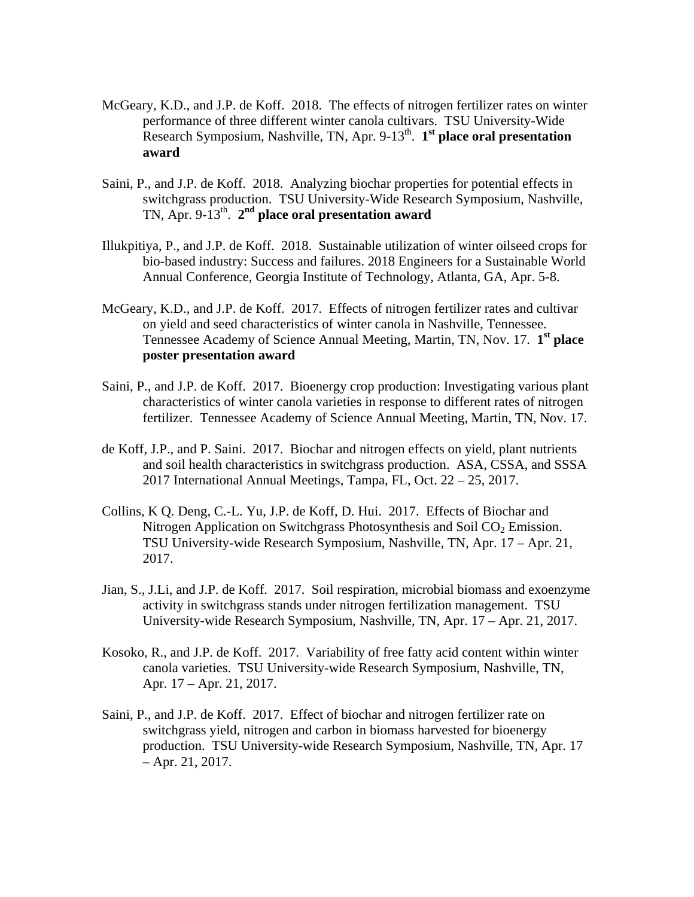McGeary, K.D., and J.P. de Koff. 2018. The effects of nitrogen fertilizer rates on winter performance of three different winter canola cultivars. TSU University-Wide Research Symposium, Nashville, TN, Apr. 9-13th. **1st place oral presentation award**

Saini, P., and J.P. de Koff. 2018. Analyzing biochar properties for potential effects in switchgrass production. TSU University-Wide Research Symposium, Nashville, TN, Apr. 9-13th. **2nd place oral presentation award**

Illukpitiya, P., and J.P. de Koff. 2018. Sustainable utilization of winter oilseed crops for bio-based industry: Success and failures. 2018 Engineers for a Sustainable World Annual Conference, Georgia Institute of Technology, Atlanta, GA, Apr. 5-8.

McGeary, K.D., and J.P. de Koff. 2017. Effects of nitrogen fertilizer rates and cultivar on yield and seed characteristics of winter canola in Nashville, Tennessee. Tennessee Academy of Science Annual Meeting, Martin, TN, Nov. 17. **1st place poster presentation award**

Saini, P., and J.P. de Koff. 2017. Bioenergy crop production: Investigating various plant characteristics of winter canola varieties in response to different rates of nitrogen fertilizer. Tennessee Academy of Science Annual Meeting, Martin, TN, Nov. 17.

de Koff, J.P., and P. Saini. 2017. Biochar and nitrogen effects on yield, plant nutrients and soil health characteristics in switchgrass production. ASA, CSSA, and SSSA 2017 International Annual Meetings, Tampa, FL, Oct. 22 – 25, 2017.

Collins, K Q. Deng, C.-L. Yu, J.P. de Koff, D. Hui. 2017. Effects of Biochar and Nitrogen Application on Switchgrass Photosynthesis and Soil $CO_2$ Emission. TSU University-wide Research Symposium, Nashville, TN, Apr. 17 – Apr. 21, 2017.

Jian, S., J.Li, and J.P. de Koff. 2017. Soil respiration, microbial biomass and exoenzyme activity in switchgrass stands under nitrogen fertilization management. TSU University-wide Research Symposium, Nashville, TN, Apr. 17 – Apr. 21, 2017.

Kosoko, R., and J.P. de Koff. 2017. Variability of free fatty acid content within winter canola varieties. TSU University-wide Research Symposium, Nashville, TN, Apr. 17 – Apr. 21, 2017.

Saini, P., and J.P. de Koff. 2017. Effect of biochar and nitrogen fertilizer rate on switchgrass yield, nitrogen and carbon in biomass harvested for bioenergy production. TSU University-wide Research Symposium, Nashville, TN, Apr. 17 – Apr. 21, 2017.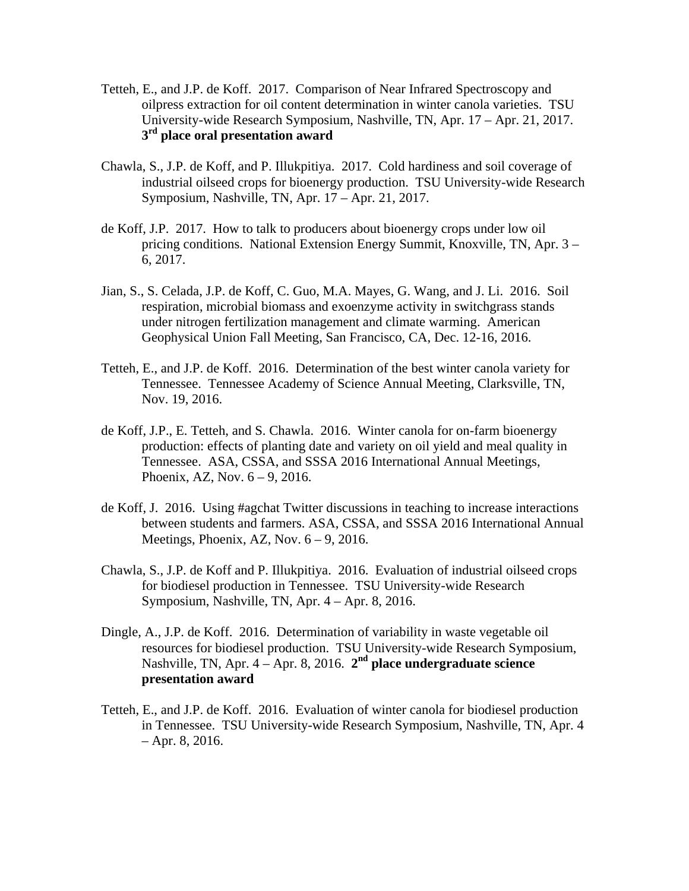Tetteh, E., and J.P. de Koff. 2017. Comparison of Near Infrared Spectroscopy and oilpress extraction for oil content determination in winter canola varieties. TSU University-wide Research Symposium, Nashville, TN, Apr. 17 – Apr. 21, 2017. **3rd place oral presentation award**

Chawla, S., J.P. de Koff, and P. Illukpitiya. 2017. Cold hardiness and soil coverage of industrial oilseed crops for bioenergy production. TSU University-wide Research Symposium, Nashville, TN, Apr. 17 – Apr. 21, 2017.

de Koff, J.P. 2017. How to talk to producers about bioenergy crops under low oil pricing conditions. National Extension Energy Summit, Knoxville, TN, Apr. 3 – 6, 2017.

Jian, S., S. Celada, J.P. de Koff, C. Guo, M.A. Mayes, G. Wang, and J. Li. 2016. Soil respiration, microbial biomass and exoenzyme activity in switchgrass stands under nitrogen fertilization management and climate warming. American Geophysical Union Fall Meeting, San Francisco, CA, Dec. 12-16, 2016.

Tetteh, E., and J.P. de Koff. 2016. Determination of the best winter canola variety for Tennessee. Tennessee Academy of Science Annual Meeting, Clarksville, TN, Nov. 19, 2016.

de Koff, J.P., E. Tetteh, and S. Chawla. 2016. Winter canola for on-farm bioenergy production: effects of planting date and variety on oil yield and meal quality in Tennessee. ASA, CSSA, and SSSA 2016 International Annual Meetings, Phoenix, AZ, Nov. 6 – 9, 2016.

de Koff, J. 2016. Using #agchat Twitter discussions in teaching to increase interactions between students and farmers. ASA, CSSA, and SSSA 2016 International Annual Meetings, Phoenix, AZ, Nov. 6 – 9, 2016.

Chawla, S., J.P. de Koff and P. Illukpitiya. 2016. Evaluation of industrial oilseed crops for biodiesel production in Tennessee. TSU University-wide Research Symposium, Nashville, TN, Apr. 4 – Apr. 8, 2016.

Dingle, A., J.P. de Koff. 2016. Determination of variability in waste vegetable oil resources for biodiesel production. TSU University-wide Research Symposium, Nashville, TN, Apr. 4 – Apr. 8, 2016. **2nd place undergraduate science presentation award**

Tetteh, E., and J.P. de Koff. 2016. Evaluation of winter canola for biodiesel production in Tennessee. TSU University-wide Research Symposium, Nashville, TN, Apr. 4 – Apr. 8, 2016.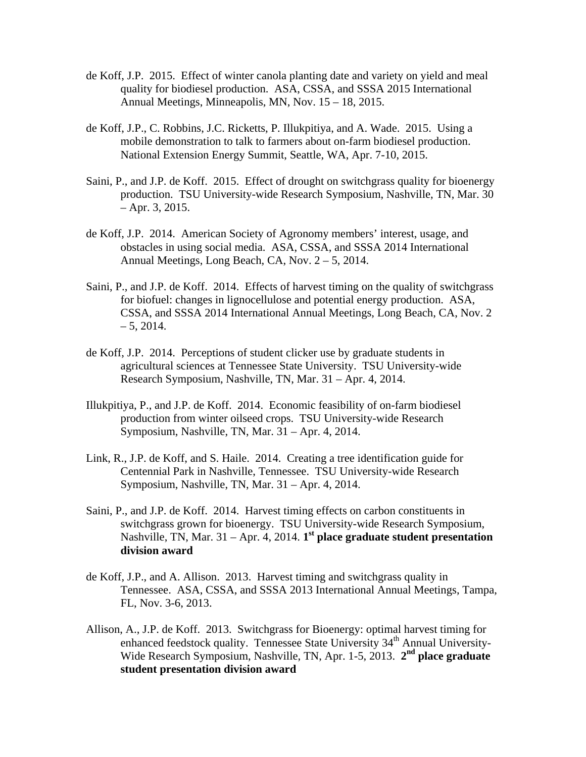de Koff, J.P. 2015. Effect of winter canola planting date and variety on yield and meal quality for biodiesel production. ASA, CSSA, and SSSA 2015 International Annual Meetings, Minneapolis, MN, Nov. 15 – 18, 2015.

de Koff, J.P., C. Robbins, J.C. Ricketts, P. Illukpitiya, and A. Wade. 2015. Using a mobile demonstration to talk to farmers about on-farm biodiesel production. National Extension Energy Summit, Seattle, WA, Apr. 7-10, 2015.

Saini, P., and J.P. de Koff. 2015. Effect of drought on switchgrass quality for bioenergy production. TSU University-wide Research Symposium, Nashville, TN, Mar. 30 – Apr. 3, 2015.

de Koff, J.P. 2014. American Society of Agronomy members' interest, usage, and obstacles in using social media. ASA, CSSA, and SSSA 2014 International Annual Meetings, Long Beach, CA, Nov. 2 – 5, 2014.

Saini, P., and J.P. de Koff. 2014. Effects of harvest timing on the quality of switchgrass for biofuel: changes in lignocellulose and potential energy production. ASA, CSSA, and SSSA 2014 International Annual Meetings, Long Beach, CA, Nov. 2 – 5, 2014.

de Koff, J.P. 2014. Perceptions of student clicker use by graduate students in agricultural sciences at Tennessee State University. TSU University-wide Research Symposium, Nashville, TN, Mar. 31 – Apr. 4, 2014.

Illukpitiya, P., and J.P. de Koff. 2014. Economic feasibility of on-farm biodiesel production from winter oilseed crops. TSU University-wide Research Symposium, Nashville, TN, Mar. 31 – Apr. 4, 2014.

Link, R., J.P. de Koff, and S. Haile. 2014. Creating a tree identification guide for Centennial Park in Nashville, Tennessee. TSU University-wide Research Symposium, Nashville, TN, Mar. 31 – Apr. 4, 2014.

Saini, P., and J.P. de Koff. 2014. Harvest timing effects on carbon constituents in switchgrass grown for bioenergy. TSU University-wide Research Symposium, Nashville, TN, Mar. 31 – Apr. 4, 2014. **1st place graduate student presentation division award**

de Koff, J.P., and A. Allison. 2013. Harvest timing and switchgrass quality in Tennessee. ASA, CSSA, and SSSA 2013 International Annual Meetings, Tampa, FL, Nov. 3-6, 2013.

Allison, A., J.P. de Koff. 2013. Switchgrass for Bioenergy: optimal harvest timing for enhanced feedstock quality. Tennessee State University 34th Annual University-Wide Research Symposium, Nashville, TN, Apr. 1-5, 2013. **2nd place graduate student presentation division award**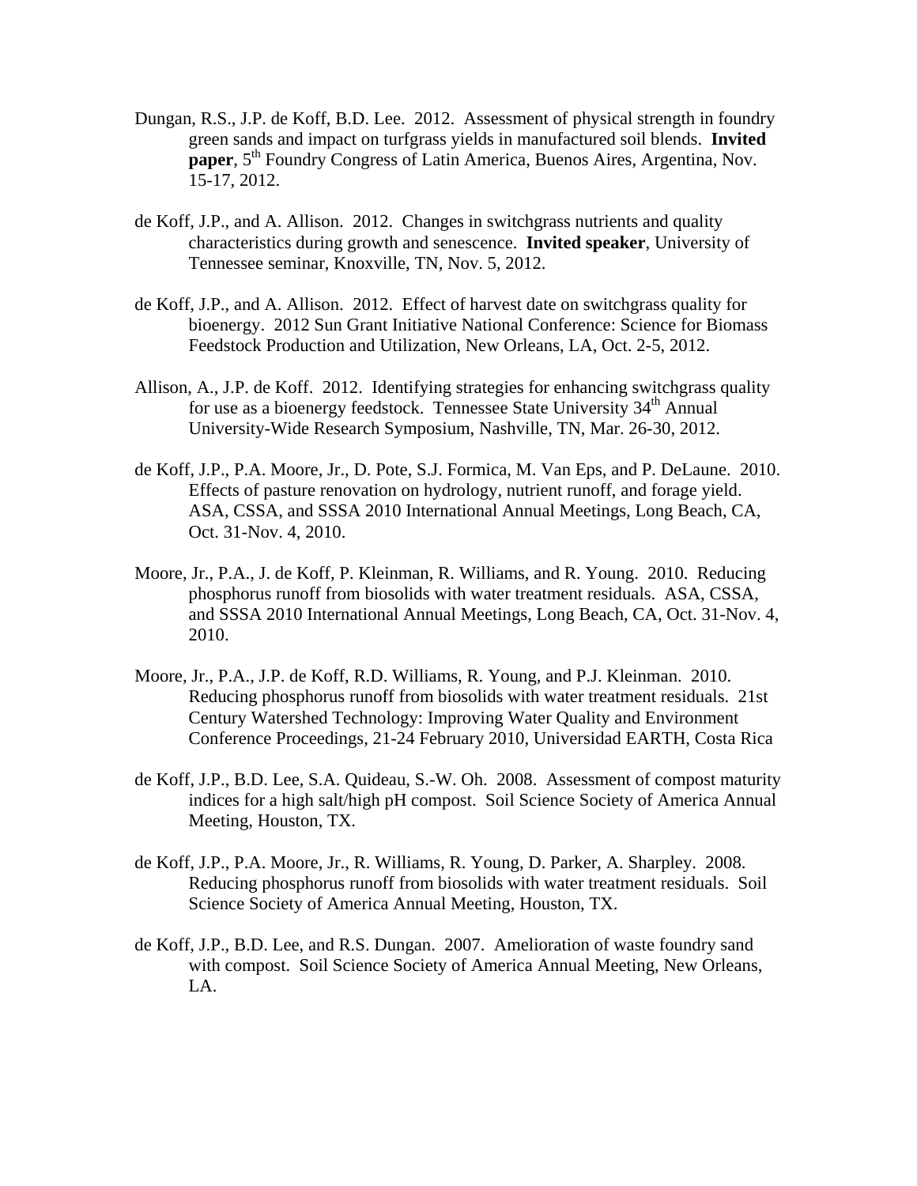Dungan, R.S., J.P. de Koff, B.D. Lee. 2012. Assessment of physical strength in foundry green sands and impact on turfgrass yields in manufactured soil blends. **Invited paper**, 5th Foundry Congress of Latin America, Buenos Aires, Argentina, Nov. 15-17, 2012.

de Koff, J.P., and A. Allison. 2012. Changes in switchgrass nutrients and quality characteristics during growth and senescence. **Invited speaker**, University of Tennessee seminar, Knoxville, TN, Nov. 5, 2012.

de Koff, J.P., and A. Allison. 2012. Effect of harvest date on switchgrass quality for bioenergy. 2012 Sun Grant Initiative National Conference: Science for Biomass Feedstock Production and Utilization, New Orleans, LA, Oct. 2-5, 2012.

Allison, A., J.P. de Koff. 2012. Identifying strategies for enhancing switchgrass quality for use as a bioenergy feedstock. Tennessee State University 34th Annual University-Wide Research Symposium, Nashville, TN, Mar. 26-30, 2012.

de Koff, J.P., P.A. Moore, Jr., D. Pote, S.J. Formica, M. Van Eps, and P. DeLaune. 2010. Effects of pasture renovation on hydrology, nutrient runoff, and forage yield. ASA, CSSA, and SSSA 2010 International Annual Meetings, Long Beach, CA, Oct. 31-Nov. 4, 2010.

Moore, Jr., P.A., J. de Koff, P. Kleinman, R. Williams, and R. Young. 2010. Reducing phosphorus runoff from biosolids with water treatment residuals. ASA, CSSA, and SSSA 2010 International Annual Meetings, Long Beach, CA, Oct. 31-Nov. 4, 2010.

Moore, Jr., P.A., J.P. de Koff, R.D. Williams, R. Young, and P.J. Kleinman. 2010. Reducing phosphorus runoff from biosolids with water treatment residuals. 21st Century Watershed Technology: Improving Water Quality and Environment Conference Proceedings, 21-24 February 2010, Universidad EARTH, Costa Rica

de Koff, J.P., B.D. Lee, S.A. Quideau, S.-W. Oh. 2008. Assessment of compost maturity indices for a high salt/high pH compost. Soil Science Society of America Annual Meeting, Houston, TX.

de Koff, J.P., P.A. Moore, Jr., R. Williams, R. Young, D. Parker, A. Sharpley. 2008. Reducing phosphorus runoff from biosolids with water treatment residuals. Soil Science Society of America Annual Meeting, Houston, TX.

de Koff, J.P., B.D. Lee, and R.S. Dungan. 2007. Amelioration of waste foundry sand with compost. Soil Science Society of America Annual Meeting, New Orleans, LA.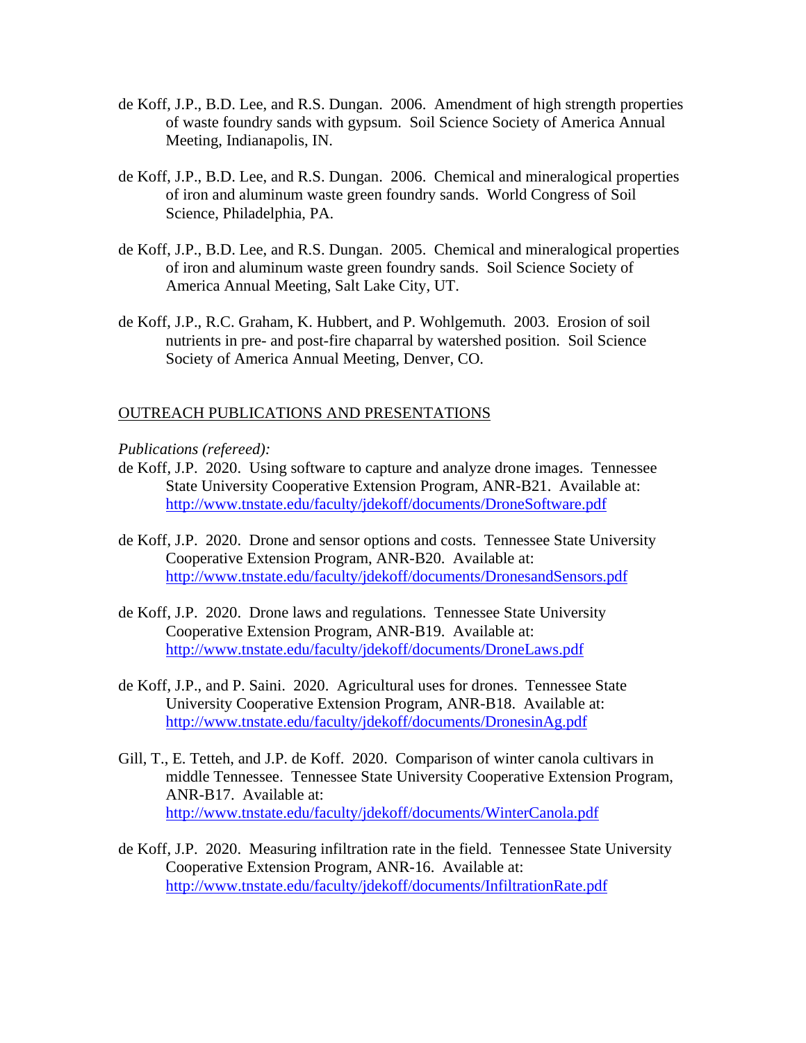de Koff, J.P., B.D. Lee, and R.S. Dungan. 2006. Amendment of high strength properties of waste foundry sands with gypsum. Soil Science Society of America Annual Meeting, Indianapolis, IN.

de Koff, J.P., B.D. Lee, and R.S. Dungan. 2006. Chemical and mineralogical properties of iron and aluminum waste green foundry sands. World Congress of Soil Science, Philadelphia, PA.

de Koff, J.P., B.D. Lee, and R.S. Dungan. 2005. Chemical and mineralogical properties of iron and aluminum waste green foundry sands. Soil Science Society of America Annual Meeting, Salt Lake City, UT.

de Koff, J.P., R.C. Graham, K. Hubbert, and P. Wohlgemuth. 2003. Erosion of soil nutrients in pre- and post-fire chaparral by watershed position. Soil Science Society of America Annual Meeting, Denver, CO.

## OUTREACH PUBLICATIONS AND PRESENTATIONS

*Publications (refereed):*

de Koff, J.P. 2020. Using software to capture and analyze drone images. Tennessee State University Cooperative Extension Program, ANR-B21. Available at: http://www.tnstate.edu/faculty/jdekoff/documents/DroneSoftware.pdf

de Koff, J.P. 2020. Drone and sensor options and costs. Tennessee State University Cooperative Extension Program, ANR-B20. Available at: http://www.tnstate.edu/faculty/jdekoff/documents/DronesandSensors.pdf

de Koff, J.P. 2020. Drone laws and regulations. Tennessee State University Cooperative Extension Program, ANR-B19. Available at: http://www.tnstate.edu/faculty/jdekoff/documents/DroneLaws.pdf

de Koff, J.P., and P. Saini. 2020. Agricultural uses for drones. Tennessee State University Cooperative Extension Program, ANR-B18. Available at: http://www.tnstate.edu/faculty/jdekoff/documents/DronesinAg.pdf

Gill, T., E. Tetteh, and J.P. de Koff. 2020. Comparison of winter canola cultivars in middle Tennessee. Tennessee State University Cooperative Extension Program, ANR-B17. Available at: http://www.tnstate.edu/faculty/jdekoff/documents/WinterCanola.pdf

de Koff, J.P. 2020. Measuring infiltration rate in the field. Tennessee State University Cooperative Extension Program, ANR-16. Available at: http://www.tnstate.edu/faculty/jdekoff/documents/InfiltrationRate.pdf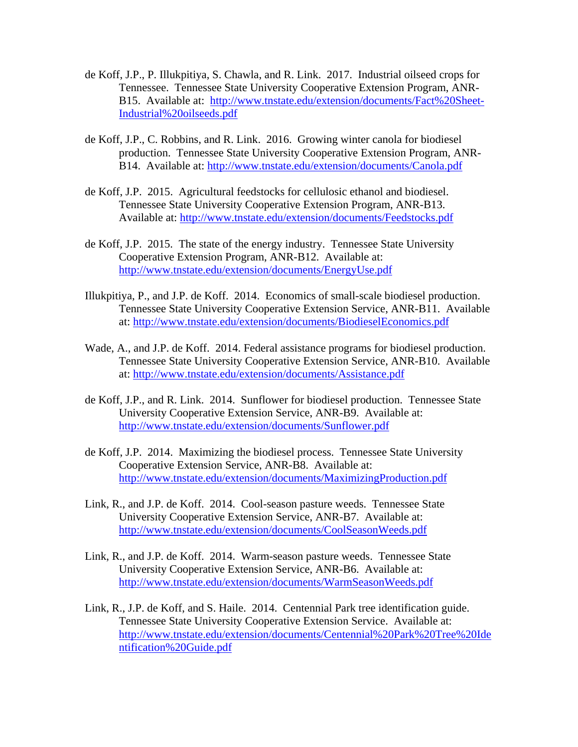de Koff, J.P., P. Illukpitiya, S. Chawla, and R. Link. 2017. Industrial oilseed crops for Tennessee. Tennessee State University Cooperative Extension Program, ANR-B15. Available at: http://www.tnstate.edu/extension/documents/Fact%20Sheet-Industrial%20oilseeds.pdf

de Koff, J.P., C. Robbins, and R. Link. 2016. Growing winter canola for biodiesel production. Tennessee State University Cooperative Extension Program, ANR-B14. Available at: http://www.tnstate.edu/extension/documents/Canola.pdf

de Koff, J.P. 2015. Agricultural feedstocks for cellulosic ethanol and biodiesel. Tennessee State University Cooperative Extension Program, ANR-B13. Available at: http://www.tnstate.edu/extension/documents/Feedstocks.pdf

de Koff, J.P. 2015. The state of the energy industry. Tennessee State University Cooperative Extension Program, ANR-B12. Available at: http://www.tnstate.edu/extension/documents/EnergyUse.pdf

Illukpitiya, P., and J.P. de Koff. 2014. Economics of small-scale biodiesel production. Tennessee State University Cooperative Extension Service, ANR-B11. Available at: http://www.tnstate.edu/extension/documents/BiodieselEconomics.pdf

Wade, A., and J.P. de Koff. 2014. Federal assistance programs for biodiesel production. Tennessee State University Cooperative Extension Service, ANR-B10. Available at: http://www.tnstate.edu/extension/documents/Assistance.pdf

de Koff, J.P., and R. Link. 2014. Sunflower for biodiesel production. Tennessee State University Cooperative Extension Service, ANR-B9. Available at: http://www.tnstate.edu/extension/documents/Sunflower.pdf

de Koff, J.P. 2014. Maximizing the biodiesel process. Tennessee State University Cooperative Extension Service, ANR-B8. Available at: http://www.tnstate.edu/extension/documents/MaximizingProduction.pdf

Link, R., and J.P. de Koff. 2014. Cool-season pasture weeds. Tennessee State University Cooperative Extension Service, ANR-B7. Available at: http://www.tnstate.edu/extension/documents/CoolSeasonWeeds.pdf

Link, R., and J.P. de Koff. 2014. Warm-season pasture weeds. Tennessee State University Cooperative Extension Service, ANR-B6. Available at: http://www.tnstate.edu/extension/documents/WarmSeasonWeeds.pdf

Link, R., J.P. de Koff, and S. Haile. 2014. Centennial Park tree identification guide. Tennessee State University Cooperative Extension Service. Available at: http://www.tnstate.edu/extension/documents/Centennial%20Park%20Tree%20Identification%20Guide.pdf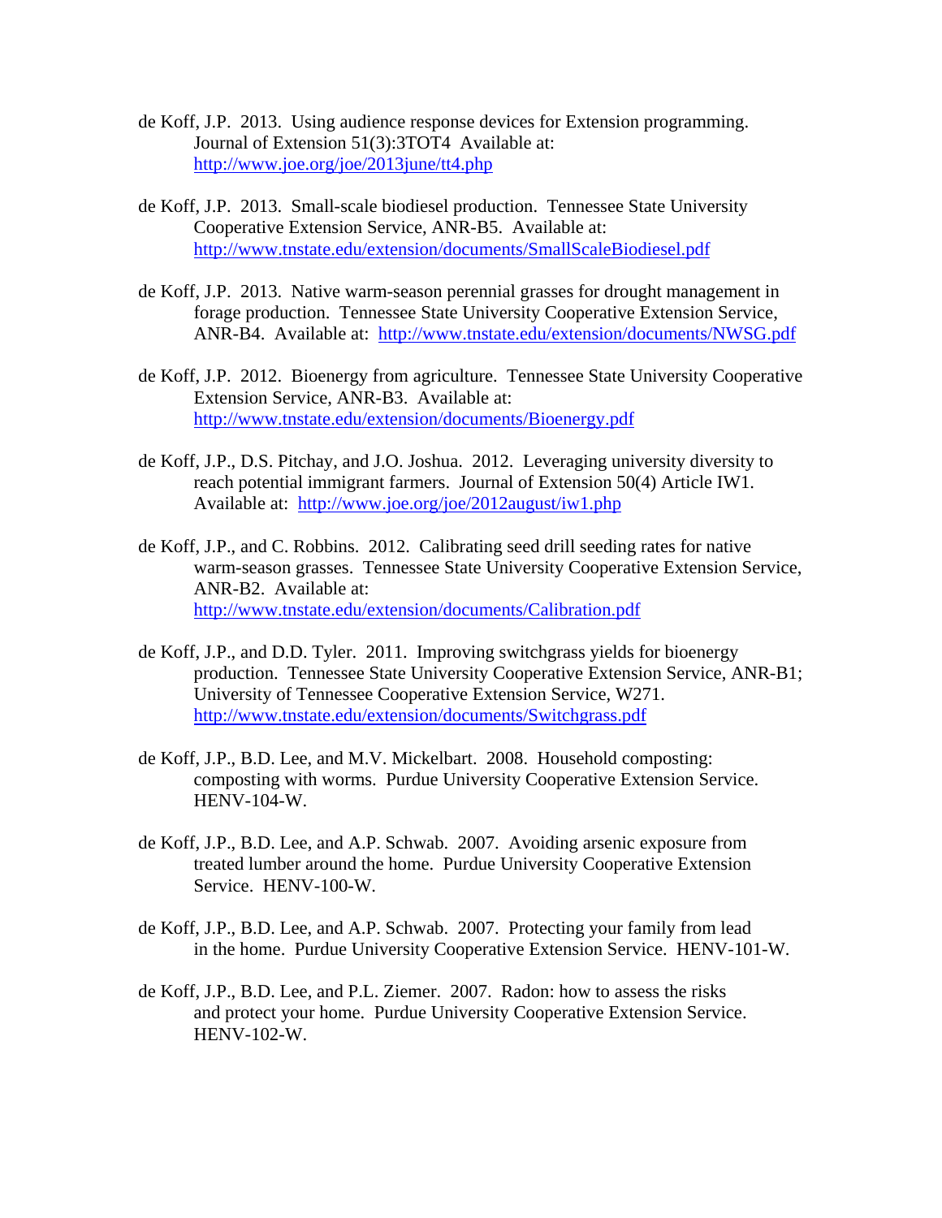de Koff, J.P. 2013. Using audience response devices for Extension programming. Journal of Extension 51(3):3TOT4 Available at: http://www.joe.org/joe/2013june/tt4.php

de Koff, J.P. 2013. Small-scale biodiesel production. Tennessee State University Cooperative Extension Service, ANR-B5. Available at: http://www.tnstate.edu/extension/documents/SmallScaleBiodiesel.pdf

de Koff, J.P. 2013. Native warm-season perennial grasses for drought management in forage production. Tennessee State University Cooperative Extension Service, ANR-B4. Available at: http://www.tnstate.edu/extension/documents/NWSG.pdf

de Koff, J.P. 2012. Bioenergy from agriculture. Tennessee State University Cooperative Extension Service, ANR-B3. Available at: http://www.tnstate.edu/extension/documents/Bioenergy.pdf

de Koff, J.P., D.S. Pitchay, and J.O. Joshua. 2012. Leveraging university diversity to reach potential immigrant farmers. Journal of Extension 50(4) Article IW1. Available at: http://www.joe.org/joe/2012august/iw1.php

de Koff, J.P., and C. Robbins. 2012. Calibrating seed drill seeding rates for native warm-season grasses. Tennessee State University Cooperative Extension Service, ANR-B2. Available at: http://www.tnstate.edu/extension/documents/Calibration.pdf

de Koff, J.P., and D.D. Tyler. 2011. Improving switchgrass yields for bioenergy production. Tennessee State University Cooperative Extension Service, ANR-B1; University of Tennessee Cooperative Extension Service, W271. http://www.tnstate.edu/extension/documents/Switchgrass.pdf

de Koff, J.P., B.D. Lee, and M.V. Mickelbart. 2008. Household composting: composting with worms. Purdue University Cooperative Extension Service. HENV-104-W.

de Koff, J.P., B.D. Lee, and A.P. Schwab. 2007. Avoiding arsenic exposure from treated lumber around the home. Purdue University Cooperative Extension Service. HENV-100-W.

de Koff, J.P., B.D. Lee, and A.P. Schwab. 2007. Protecting your family from lead in the home. Purdue University Cooperative Extension Service. HENV-101-W.

de Koff, J.P., B.D. Lee, and P.L. Ziemer. 2007. Radon: how to assess the risks and protect your home. Purdue University Cooperative Extension Service. HENV-102-W.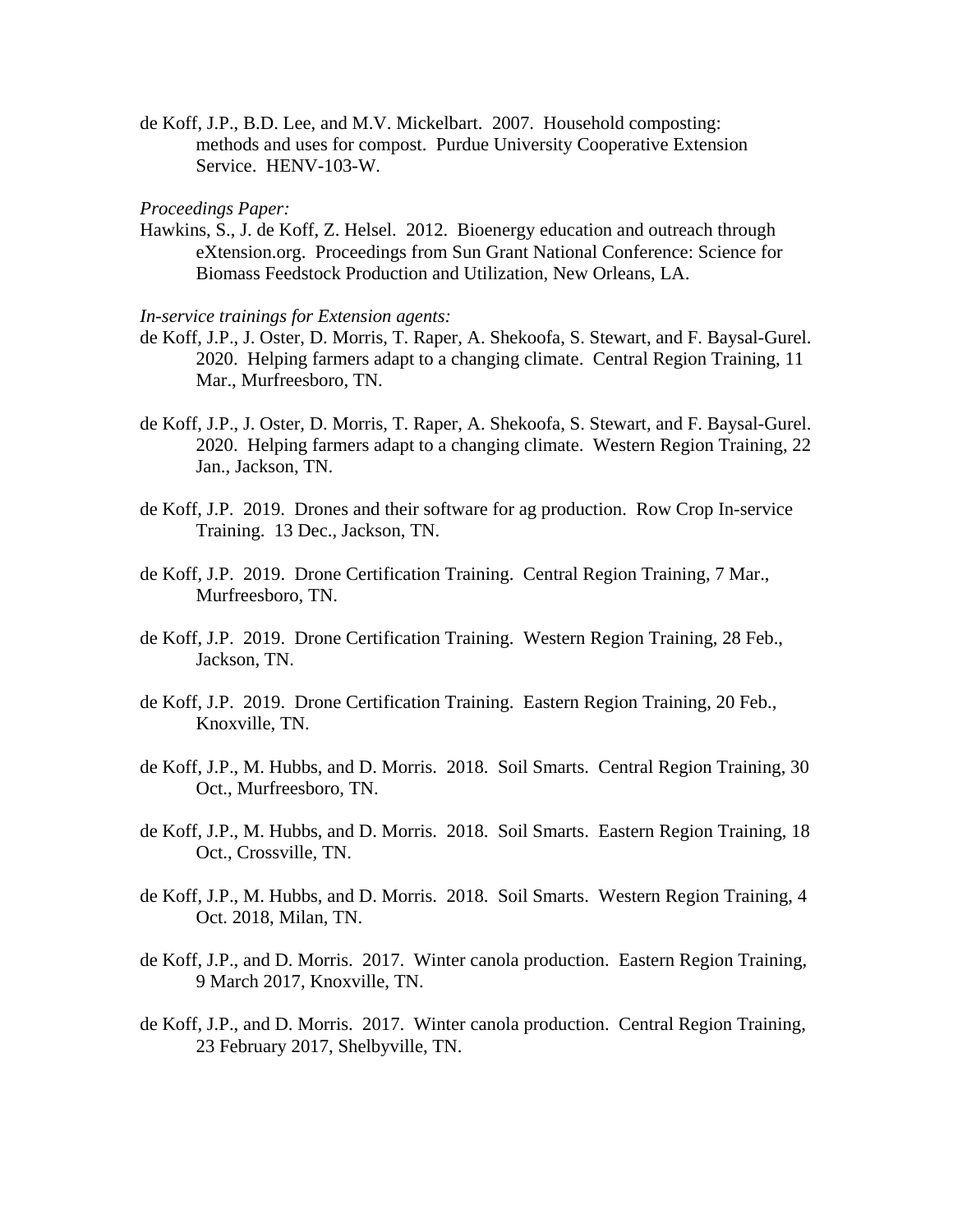de Koff, J.P., B.D. Lee, and M.V. Mickelbart. 2007. Household composting: methods and uses for compost. Purdue University Cooperative Extension Service. HENV-103-W.

*Proceedings Paper:*

Hawkins, S., J. de Koff, Z. Helsel. 2012. Bioenergy education and outreach through eXtension.org. Proceedings from Sun Grant National Conference: Science for Biomass Feedstock Production and Utilization, New Orleans, LA.

*In-service trainings for Extension agents:*

de Koff, J.P., J. Oster, D. Morris, T. Raper, A. Shekoofa, S. Stewart, and F. Baysal-Gurel. 2020. Helping farmers adapt to a changing climate. Central Region Training, 11 Mar., Murfreesboro, TN.

de Koff, J.P., J. Oster, D. Morris, T. Raper, A. Shekoofa, S. Stewart, and F. Baysal-Gurel. 2020. Helping farmers adapt to a changing climate. Western Region Training, 22 Jan., Jackson, TN.

de Koff, J.P. 2019. Drones and their software for ag production. Row Crop In-service Training. 13 Dec., Jackson, TN.

de Koff, J.P. 2019. Drone Certification Training. Central Region Training, 7 Mar., Murfreesboro, TN.

de Koff, J.P. 2019. Drone Certification Training. Western Region Training, 28 Feb., Jackson, TN.

de Koff, J.P. 2019. Drone Certification Training. Eastern Region Training, 20 Feb., Knoxville, TN.

de Koff, J.P., M. Hubbs, and D. Morris. 2018. Soil Smarts. Central Region Training, 30 Oct., Murfreesboro, TN.

de Koff, J.P., M. Hubbs, and D. Morris. 2018. Soil Smarts. Eastern Region Training, 18 Oct., Crossville, TN.

de Koff, J.P., M. Hubbs, and D. Morris. 2018. Soil Smarts. Western Region Training, 4 Oct. 2018, Milan, TN.

de Koff, J.P., and D. Morris. 2017. Winter canola production. Eastern Region Training, 9 March 2017, Knoxville, TN.

de Koff, J.P., and D. Morris. 2017. Winter canola production. Central Region Training, 23 February 2017, Shelbyville, TN.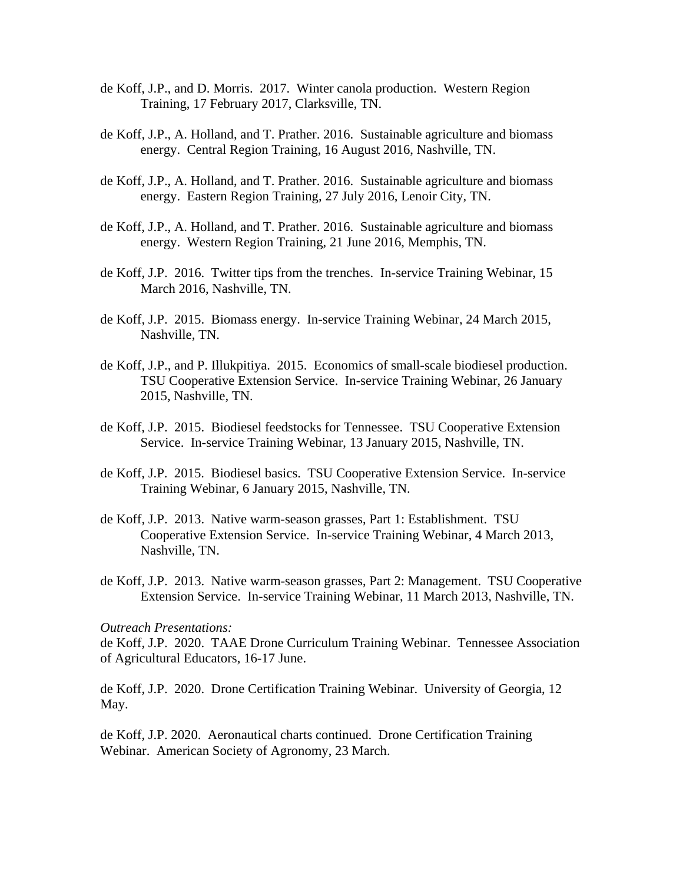de Koff, J.P., and D. Morris. 2017. Winter canola production. Western Region Training, 17 February 2017, Clarksville, TN.

de Koff, J.P., A. Holland, and T. Prather. 2016. Sustainable agriculture and biomass energy. Central Region Training, 16 August 2016, Nashville, TN.

de Koff, J.P., A. Holland, and T. Prather. 2016. Sustainable agriculture and biomass energy. Eastern Region Training, 27 July 2016, Lenoir City, TN.

de Koff, J.P., A. Holland, and T. Prather. 2016. Sustainable agriculture and biomass energy. Western Region Training, 21 June 2016, Memphis, TN.

de Koff, J.P. 2016. Twitter tips from the trenches. In-service Training Webinar, 15 March 2016, Nashville, TN.

de Koff, J.P. 2015. Biomass energy. In-service Training Webinar, 24 March 2015, Nashville, TN.

de Koff, J.P., and P. Illukpitiya. 2015. Economics of small-scale biodiesel production. TSU Cooperative Extension Service. In-service Training Webinar, 26 January 2015, Nashville, TN.

de Koff, J.P. 2015. Biodiesel feedstocks for Tennessee. TSU Cooperative Extension Service. In-service Training Webinar, 13 January 2015, Nashville, TN.

de Koff, J.P. 2015. Biodiesel basics. TSU Cooperative Extension Service. In-service Training Webinar, 6 January 2015, Nashville, TN.

de Koff, J.P. 2013. Native warm-season grasses, Part 1: Establishment. TSU Cooperative Extension Service. In-service Training Webinar, 4 March 2013, Nashville, TN.

de Koff, J.P. 2013. Native warm-season grasses, Part 2: Management. TSU Cooperative Extension Service. In-service Training Webinar, 11 March 2013, Nashville, TN.

*Outreach Presentations:*

de Koff, J.P. 2020. TAAE Drone Curriculum Training Webinar. Tennessee Association of Agricultural Educators, 16-17 June.

de Koff, J.P. 2020. Drone Certification Training Webinar. University of Georgia, 12 May.

de Koff, J.P. 2020. Aeronautical charts continued. Drone Certification Training Webinar. American Society of Agronomy, 23 March.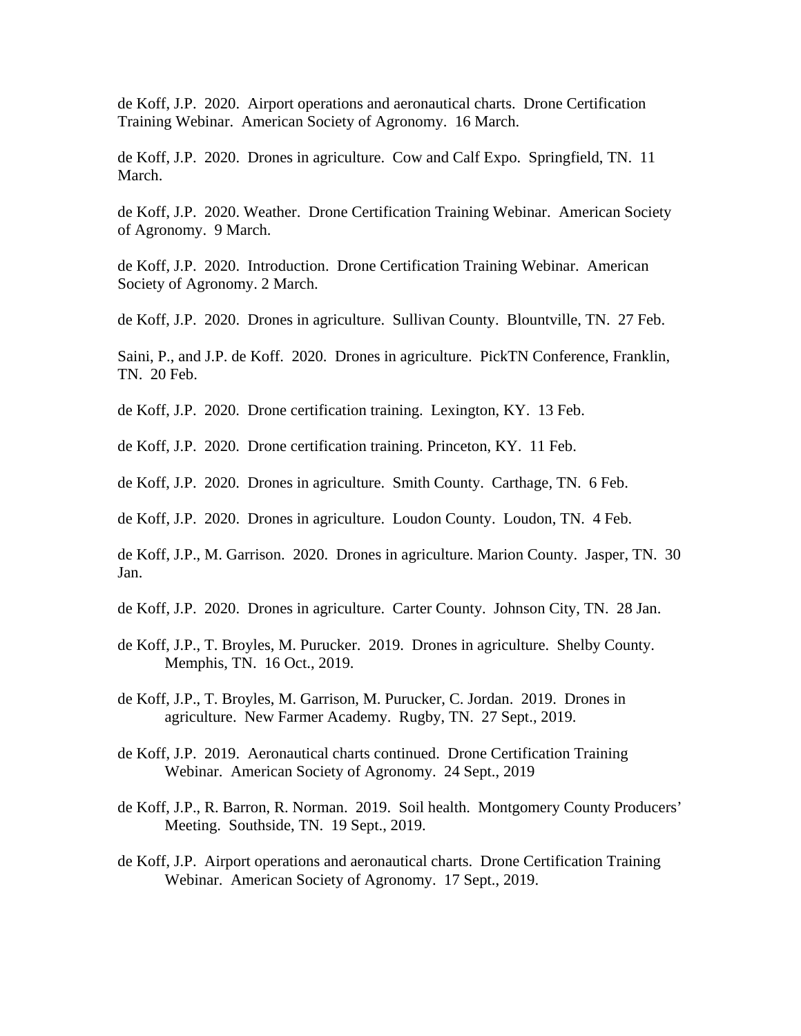de Koff, J.P. 2020. Airport operations and aeronautical charts. Drone Certification Training Webinar. American Society of Agronomy. 16 March.

de Koff, J.P. 2020. Drones in agriculture. Cow and Calf Expo. Springfield, TN. 11 March.

de Koff, J.P. 2020. Weather. Drone Certification Training Webinar. American Society of Agronomy. 9 March.

de Koff, J.P. 2020. Introduction. Drone Certification Training Webinar. American Society of Agronomy. 2 March.

de Koff, J.P. 2020. Drones in agriculture. Sullivan County. Blountville, TN. 27 Feb.

Saini, P., and J.P. de Koff. 2020. Drones in agriculture. PickTN Conference, Franklin, TN. 20 Feb.

de Koff, J.P. 2020. Drone certification training. Lexington, KY. 13 Feb.

de Koff, J.P. 2020. Drone certification training. Princeton, KY. 11 Feb.

de Koff, J.P. 2020. Drones in agriculture. Smith County. Carthage, TN. 6 Feb.

de Koff, J.P. 2020. Drones in agriculture. Loudon County. Loudon, TN. 4 Feb.

de Koff, J.P., M. Garrison. 2020. Drones in agriculture. Marion County. Jasper, TN. 30 Jan.

de Koff, J.P. 2020. Drones in agriculture. Carter County. Johnson City, TN. 28 Jan.

de Koff, J.P., T. Broyles, M. Purucker. 2019. Drones in agriculture. Shelby County. Memphis, TN. 16 Oct., 2019.

de Koff, J.P., T. Broyles, M. Garrison, M. Purucker, C. Jordan. 2019. Drones in agriculture. New Farmer Academy. Rugby, TN. 27 Sept., 2019.

de Koff, J.P. 2019. Aeronautical charts continued. Drone Certification Training Webinar. American Society of Agronomy. 24 Sept., 2019

de Koff, J.P., R. Barron, R. Norman. 2019. Soil health. Montgomery County Producers' Meeting. Southside, TN. 19 Sept., 2019.

de Koff, J.P. Airport operations and aeronautical charts. Drone Certification Training Webinar. American Society of Agronomy. 17 Sept., 2019.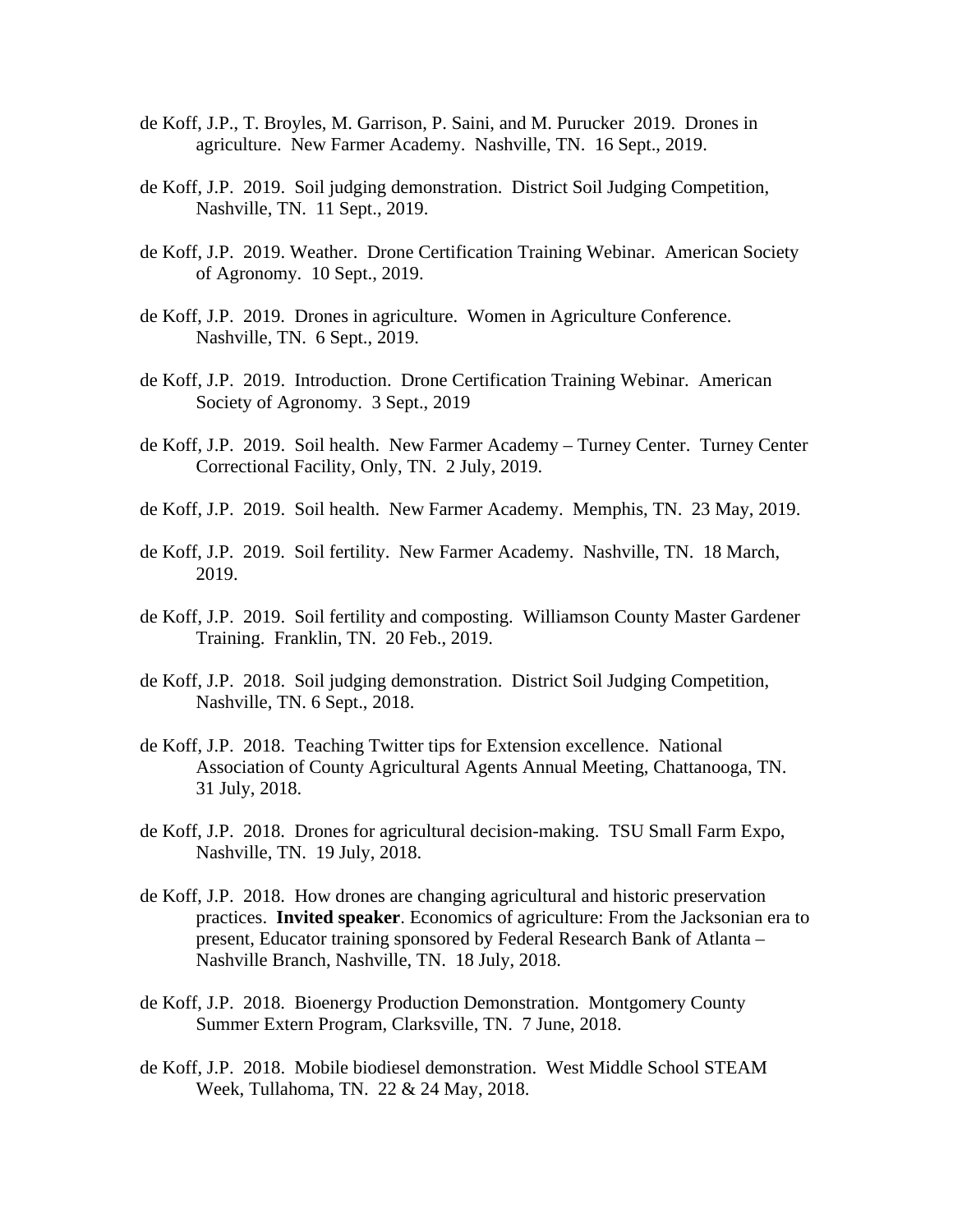de Koff, J.P., T. Broyles, M. Garrison, P. Saini, and M. Purucker 2019. Drones in agriculture. New Farmer Academy. Nashville, TN. 16 Sept., 2019.

de Koff, J.P. 2019. Soil judging demonstration. District Soil Judging Competition, Nashville, TN. 11 Sept., 2019.

de Koff, J.P. 2019. Weather. Drone Certification Training Webinar. American Society of Agronomy. 10 Sept., 2019.

de Koff, J.P. 2019. Drones in agriculture. Women in Agriculture Conference. Nashville, TN. 6 Sept., 2019.

de Koff, J.P. 2019. Introduction. Drone Certification Training Webinar. American Society of Agronomy. 3 Sept., 2019

de Koff, J.P. 2019. Soil health. New Farmer Academy – Turney Center. Turney Center Correctional Facility, Only, TN. 2 July, 2019.

de Koff, J.P. 2019. Soil health. New Farmer Academy. Memphis, TN. 23 May, 2019.

de Koff, J.P. 2019. Soil fertility. New Farmer Academy. Nashville, TN. 18 March, 2019.

de Koff, J.P. 2019. Soil fertility and composting. Williamson County Master Gardener Training. Franklin, TN. 20 Feb., 2019.

de Koff, J.P. 2018. Soil judging demonstration. District Soil Judging Competition, Nashville, TN. 6 Sept., 2018.

de Koff, J.P. 2018. Teaching Twitter tips for Extension excellence. National Association of County Agricultural Agents Annual Meeting, Chattanooga, TN. 31 July, 2018.

de Koff, J.P. 2018. Drones for agricultural decision-making. TSU Small Farm Expo, Nashville, TN. 19 July, 2018.

de Koff, J.P. 2018. How drones are changing agricultural and historic preservation practices. **Invited speaker**. Economics of agriculture: From the Jacksonian era to present, Educator training sponsored by Federal Research Bank of Atlanta – Nashville Branch, Nashville, TN. 18 July, 2018.

de Koff, J.P. 2018. Bioenergy Production Demonstration. Montgomery County Summer Extern Program, Clarksville, TN. 7 June, 2018.

de Koff, J.P. 2018. Mobile biodiesel demonstration. West Middle School STEAM Week, Tullahoma, TN. 22 & 24 May, 2018.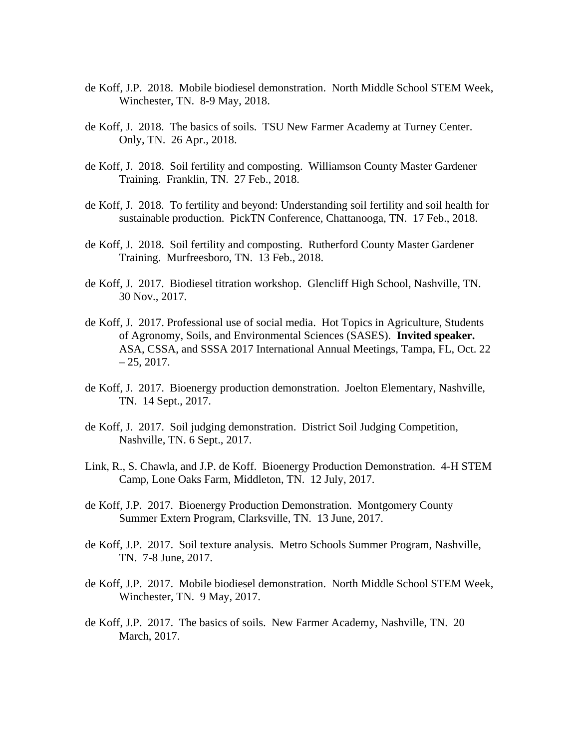de Koff, J.P. 2018. Mobile biodiesel demonstration. North Middle School STEM Week, Winchester, TN. 8-9 May, 2018.

de Koff, J. 2018. The basics of soils. TSU New Farmer Academy at Turney Center. Only, TN. 26 Apr., 2018.

de Koff, J. 2018. Soil fertility and composting. Williamson County Master Gardener Training. Franklin, TN. 27 Feb., 2018.

de Koff, J. 2018. To fertility and beyond: Understanding soil fertility and soil health for sustainable production. PickTN Conference, Chattanooga, TN. 17 Feb., 2018.

de Koff, J. 2018. Soil fertility and composting. Rutherford County Master Gardener Training. Murfreesboro, TN. 13 Feb., 2018.

de Koff, J. 2017. Biodiesel titration workshop. Glencliff High School, Nashville, TN. 30 Nov., 2017.

de Koff, J. 2017. Professional use of social media. Hot Topics in Agriculture, Students of Agronomy, Soils, and Environmental Sciences (SASES). **Invited speaker.** ASA, CSSA, and SSSA 2017 International Annual Meetings, Tampa, FL, Oct. 22 – 25, 2017.

de Koff, J. 2017. Bioenergy production demonstration. Joelton Elementary, Nashville, TN. 14 Sept., 2017.

de Koff, J. 2017. Soil judging demonstration. District Soil Judging Competition, Nashville, TN. 6 Sept., 2017.

Link, R., S. Chawla, and J.P. de Koff. Bioenergy Production Demonstration. 4-H STEM Camp, Lone Oaks Farm, Middleton, TN. 12 July, 2017.

de Koff, J.P. 2017. Bioenergy Production Demonstration. Montgomery County Summer Extern Program, Clarksville, TN. 13 June, 2017.

de Koff, J.P. 2017. Soil texture analysis. Metro Schools Summer Program, Nashville, TN. 7-8 June, 2017.

de Koff, J.P. 2017. Mobile biodiesel demonstration. North Middle School STEM Week, Winchester, TN. 9 May, 2017.

de Koff, J.P. 2017. The basics of soils. New Farmer Academy, Nashville, TN. 20 March, 2017.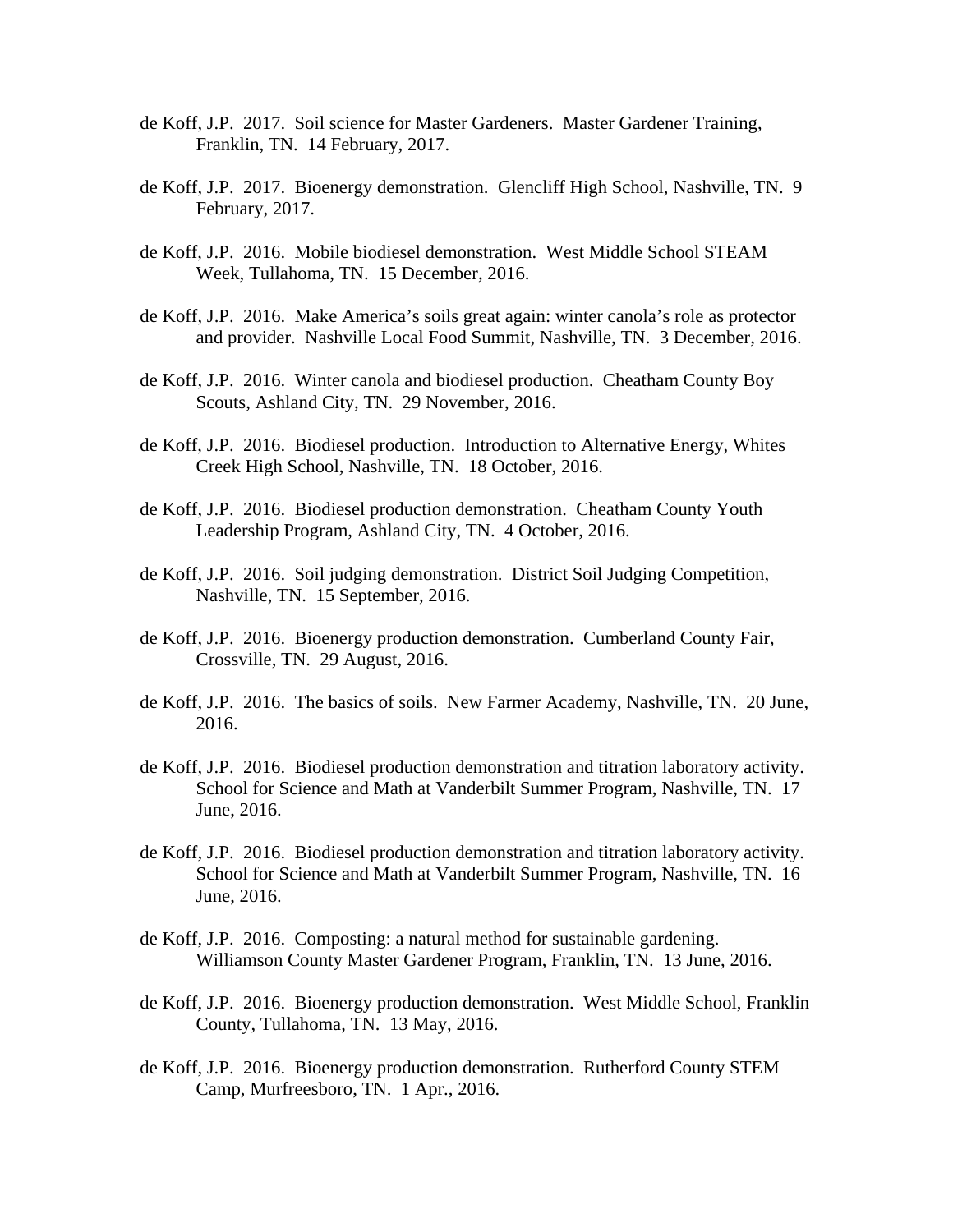de Koff, J.P. 2017. Soil science for Master Gardeners. Master Gardener Training, Franklin, TN. 14 February, 2017.

de Koff, J.P. 2017. Bioenergy demonstration. Glencliff High School, Nashville, TN. 9 February, 2017.

de Koff, J.P. 2016. Mobile biodiesel demonstration. West Middle School STEAM Week, Tullahoma, TN. 15 December, 2016.

de Koff, J.P. 2016. Make America's soils great again: winter canola's role as protector and provider. Nashville Local Food Summit, Nashville, TN. 3 December, 2016.

de Koff, J.P. 2016. Winter canola and biodiesel production. Cheatham County Boy Scouts, Ashland City, TN. 29 November, 2016.

de Koff, J.P. 2016. Biodiesel production. Introduction to Alternative Energy, Whites Creek High School, Nashville, TN. 18 October, 2016.

de Koff, J.P. 2016. Biodiesel production demonstration. Cheatham County Youth Leadership Program, Ashland City, TN. 4 October, 2016.

de Koff, J.P. 2016. Soil judging demonstration. District Soil Judging Competition, Nashville, TN. 15 September, 2016.

de Koff, J.P. 2016. Bioenergy production demonstration. Cumberland County Fair, Crossville, TN. 29 August, 2016.

de Koff, J.P. 2016. The basics of soils. New Farmer Academy, Nashville, TN. 20 June, 2016.

de Koff, J.P. 2016. Biodiesel production demonstration and titration laboratory activity. School for Science and Math at Vanderbilt Summer Program, Nashville, TN. 17 June, 2016.

de Koff, J.P. 2016. Biodiesel production demonstration and titration laboratory activity. School for Science and Math at Vanderbilt Summer Program, Nashville, TN. 16 June, 2016.

de Koff, J.P. 2016. Composting: a natural method for sustainable gardening. Williamson County Master Gardener Program, Franklin, TN. 13 June, 2016.

de Koff, J.P. 2016. Bioenergy production demonstration. West Middle School, Franklin County, Tullahoma, TN. 13 May, 2016.

de Koff, J.P. 2016. Bioenergy production demonstration. Rutherford County STEM Camp, Murfreesboro, TN. 1 Apr., 2016.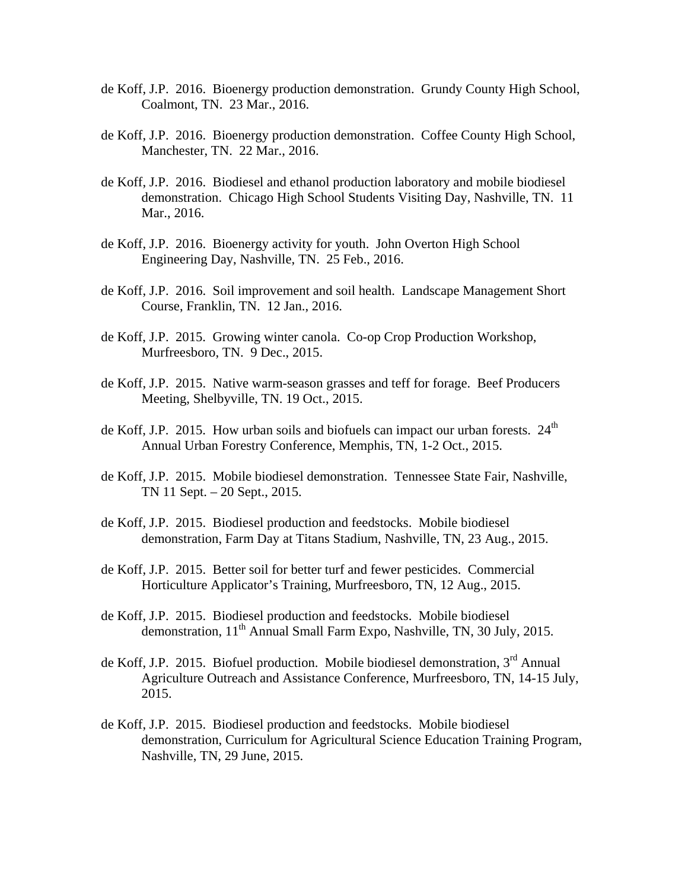de Koff, J.P. 2016. Bioenergy production demonstration. Grundy County High School, Coalmont, TN. 23 Mar., 2016.

de Koff, J.P. 2016. Bioenergy production demonstration. Coffee County High School, Manchester, TN. 22 Mar., 2016.

de Koff, J.P. 2016. Biodiesel and ethanol production laboratory and mobile biodiesel demonstration. Chicago High School Students Visiting Day, Nashville, TN. 11 Mar., 2016.

de Koff, J.P. 2016. Bioenergy activity for youth. John Overton High School Engineering Day, Nashville, TN. 25 Feb., 2016.

de Koff, J.P. 2016. Soil improvement and soil health. Landscape Management Short Course, Franklin, TN. 12 Jan., 2016.

de Koff, J.P. 2015. Growing winter canola. Co-op Crop Production Workshop, Murfreesboro, TN. 9 Dec., 2015.

de Koff, J.P. 2015. Native warm-season grasses and teff for forage. Beef Producers Meeting, Shelbyville, TN. 19 Oct., 2015.

de Koff, J.P. 2015. How urban soils and biofuels can impact our urban forests. 24th Annual Urban Forestry Conference, Memphis, TN, 1-2 Oct., 2015.

de Koff, J.P. 2015. Mobile biodiesel demonstration. Tennessee State Fair, Nashville, TN 11 Sept. – 20 Sept., 2015.

de Koff, J.P. 2015. Biodiesel production and feedstocks. Mobile biodiesel demonstration, Farm Day at Titans Stadium, Nashville, TN, 23 Aug., 2015.

de Koff, J.P. 2015. Better soil for better turf and fewer pesticides. Commercial Horticulture Applicator's Training, Murfreesboro, TN, 12 Aug., 2015.

de Koff, J.P. 2015. Biodiesel production and feedstocks. Mobile biodiesel demonstration, 11th Annual Small Farm Expo, Nashville, TN, 30 July, 2015.

de Koff, J.P. 2015. Biofuel production. Mobile biodiesel demonstration, 3rd Annual Agriculture Outreach and Assistance Conference, Murfreesboro, TN, 14-15 July, 2015.

de Koff, J.P. 2015. Biodiesel production and feedstocks. Mobile biodiesel demonstration, Curriculum for Agricultural Science Education Training Program, Nashville, TN, 29 June, 2015.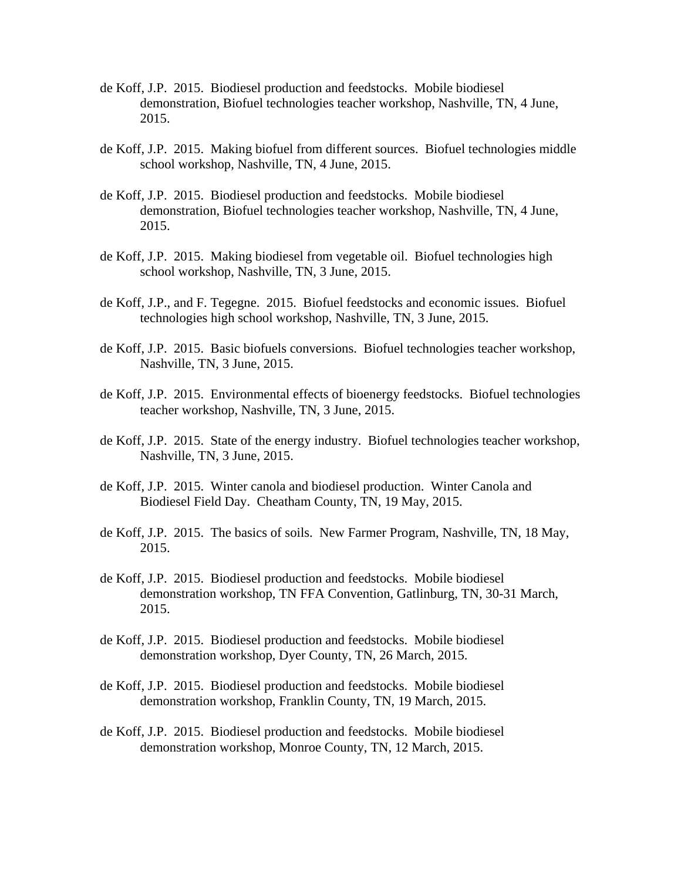de Koff, J.P.  2015.  Biodiesel production and feedstocks.  Mobile biodiesel demonstration, Biofuel technologies teacher workshop, Nashville, TN, 4 June, 2015.

de Koff, J.P.  2015.  Making biofuel from different sources.  Biofuel technologies middle school workshop, Nashville, TN, 4 June, 2015.

de Koff, J.P.  2015.  Biodiesel production and feedstocks.  Mobile biodiesel demonstration, Biofuel technologies teacher workshop, Nashville, TN, 4 June, 2015.

de Koff, J.P.  2015.  Making biodiesel from vegetable oil.  Biofuel technologies high school workshop, Nashville, TN, 3 June, 2015.

de Koff, J.P., and F. Tegegne.  2015.  Biofuel feedstocks and economic issues.  Biofuel technologies high school workshop, Nashville, TN, 3 June, 2015.

de Koff, J.P.  2015.  Basic biofuels conversions.  Biofuel technologies teacher workshop, Nashville, TN, 3 June, 2015.

de Koff, J.P.  2015.  Environmental effects of bioenergy feedstocks.  Biofuel technologies teacher workshop, Nashville, TN, 3 June, 2015.

de Koff, J.P.  2015.  State of the energy industry.  Biofuel technologies teacher workshop, Nashville, TN, 3 June, 2015.

de Koff, J.P.  2015.  Winter canola and biodiesel production.  Winter Canola and Biodiesel Field Day.  Cheatham County, TN, 19 May, 2015.

de Koff, J.P.  2015.  The basics of soils.  New Farmer Program, Nashville, TN, 18 May, 2015.

de Koff, J.P.  2015.  Biodiesel production and feedstocks.  Mobile biodiesel demonstration workshop, TN FFA Convention, Gatlinburg, TN, 30-31 March, 2015.

de Koff, J.P.  2015.  Biodiesel production and feedstocks.  Mobile biodiesel demonstration workshop, Dyer County, TN, 26 March, 2015.

de Koff, J.P.  2015.  Biodiesel production and feedstocks.  Mobile biodiesel demonstration workshop, Franklin County, TN, 19 March, 2015.

de Koff, J.P.  2015.  Biodiesel production and feedstocks.  Mobile biodiesel demonstration workshop, Monroe County, TN, 12 March, 2015.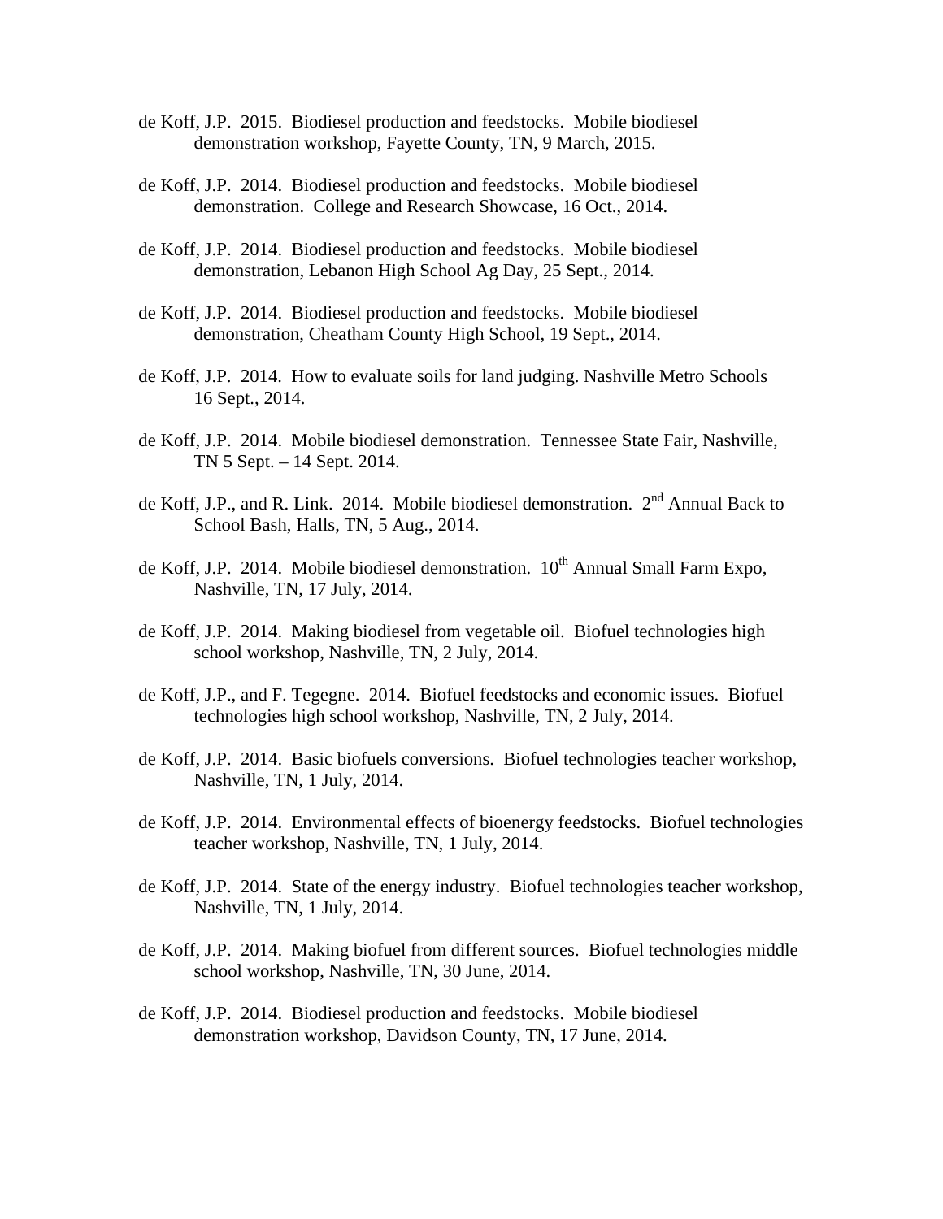de Koff, J.P. 2015. Biodiesel production and feedstocks. Mobile biodiesel demonstration workshop, Fayette County, TN, 9 March, 2015.

de Koff, J.P. 2014. Biodiesel production and feedstocks. Mobile biodiesel demonstration. College and Research Showcase, 16 Oct., 2014.

de Koff, J.P. 2014. Biodiesel production and feedstocks. Mobile biodiesel demonstration, Lebanon High School Ag Day, 25 Sept., 2014.

de Koff, J.P. 2014. Biodiesel production and feedstocks. Mobile biodiesel demonstration, Cheatham County High School, 19 Sept., 2014.

de Koff, J.P. 2014. How to evaluate soils for land judging. Nashville Metro Schools 16 Sept., 2014.

de Koff, J.P. 2014. Mobile biodiesel demonstration. Tennessee State Fair, Nashville, TN 5 Sept. – 14 Sept. 2014.

de Koff, J.P., and R. Link. 2014. Mobile biodiesel demonstration. 2nd Annual Back to School Bash, Halls, TN, 5 Aug., 2014.

de Koff, J.P. 2014. Mobile biodiesel demonstration. 10th Annual Small Farm Expo, Nashville, TN, 17 July, 2014.

de Koff, J.P. 2014. Making biodiesel from vegetable oil. Biofuel technologies high school workshop, Nashville, TN, 2 July, 2014.

de Koff, J.P., and F. Tegegne. 2014. Biofuel feedstocks and economic issues. Biofuel technologies high school workshop, Nashville, TN, 2 July, 2014.

de Koff, J.P. 2014. Basic biofuels conversions. Biofuel technologies teacher workshop, Nashville, TN, 1 July, 2014.

de Koff, J.P. 2014. Environmental effects of bioenergy feedstocks. Biofuel technologies teacher workshop, Nashville, TN, 1 July, 2014.

de Koff, J.P. 2014. State of the energy industry. Biofuel technologies teacher workshop, Nashville, TN, 1 July, 2014.

de Koff, J.P. 2014. Making biofuel from different sources. Biofuel technologies middle school workshop, Nashville, TN, 30 June, 2014.

de Koff, J.P. 2014. Biodiesel production and feedstocks. Mobile biodiesel demonstration workshop, Davidson County, TN, 17 June, 2014.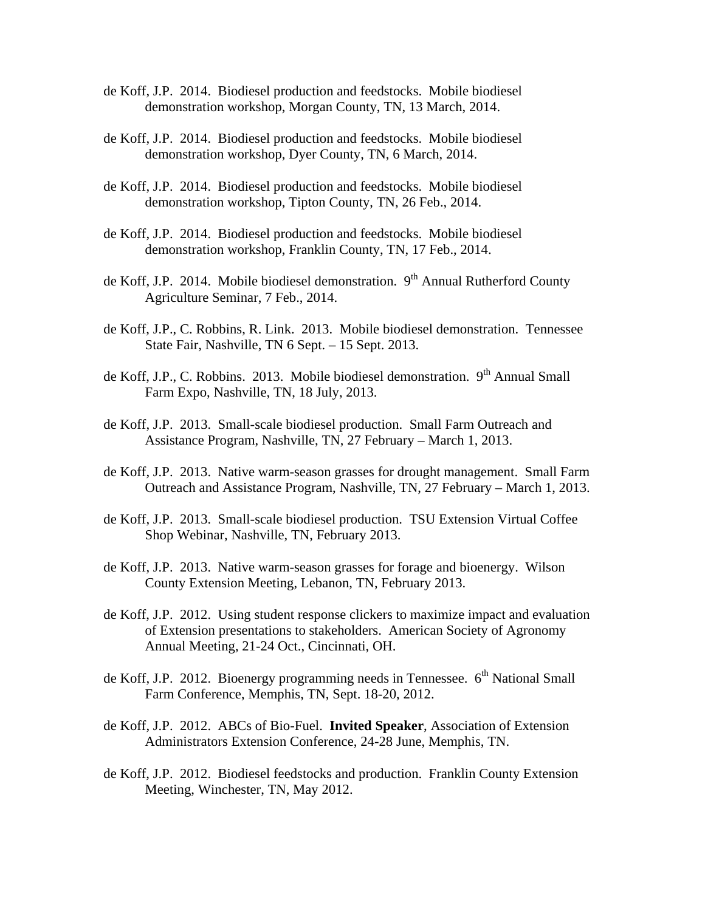de Koff, J.P. 2014. Biodiesel production and feedstocks. Mobile biodiesel demonstration workshop, Morgan County, TN, 13 March, 2014.

de Koff, J.P. 2014. Biodiesel production and feedstocks. Mobile biodiesel demonstration workshop, Dyer County, TN, 6 March, 2014.

de Koff, J.P. 2014. Biodiesel production and feedstocks. Mobile biodiesel demonstration workshop, Tipton County, TN, 26 Feb., 2014.

de Koff, J.P. 2014. Biodiesel production and feedstocks. Mobile biodiesel demonstration workshop, Franklin County, TN, 17 Feb., 2014.

de Koff, J.P. 2014. Mobile biodiesel demonstration. 9th Annual Rutherford County Agriculture Seminar, 7 Feb., 2014.

de Koff, J.P., C. Robbins, R. Link. 2013. Mobile biodiesel demonstration. Tennessee State Fair, Nashville, TN 6 Sept. – 15 Sept. 2013.

de Koff, J.P., C. Robbins. 2013. Mobile biodiesel demonstration. 9th Annual Small Farm Expo, Nashville, TN, 18 July, 2013.

de Koff, J.P. 2013. Small-scale biodiesel production. Small Farm Outreach and Assistance Program, Nashville, TN, 27 February – March 1, 2013.

de Koff, J.P. 2013. Native warm-season grasses for drought management. Small Farm Outreach and Assistance Program, Nashville, TN, 27 February – March 1, 2013.

de Koff, J.P. 2013. Small-scale biodiesel production. TSU Extension Virtual Coffee Shop Webinar, Nashville, TN, February 2013.

de Koff, J.P. 2013. Native warm-season grasses for forage and bioenergy. Wilson County Extension Meeting, Lebanon, TN, February 2013.

de Koff, J.P. 2012. Using student response clickers to maximize impact and evaluation of Extension presentations to stakeholders. American Society of Agronomy Annual Meeting, 21-24 Oct., Cincinnati, OH.

de Koff, J.P. 2012. Bioenergy programming needs in Tennessee. 6th National Small Farm Conference, Memphis, TN, Sept. 18-20, 2012.

de Koff, J.P. 2012. ABCs of Bio-Fuel. **Invited Speaker**, Association of Extension Administrators Extension Conference, 24-28 June, Memphis, TN.

de Koff, J.P. 2012. Biodiesel feedstocks and production. Franklin County Extension Meeting, Winchester, TN, May 2012.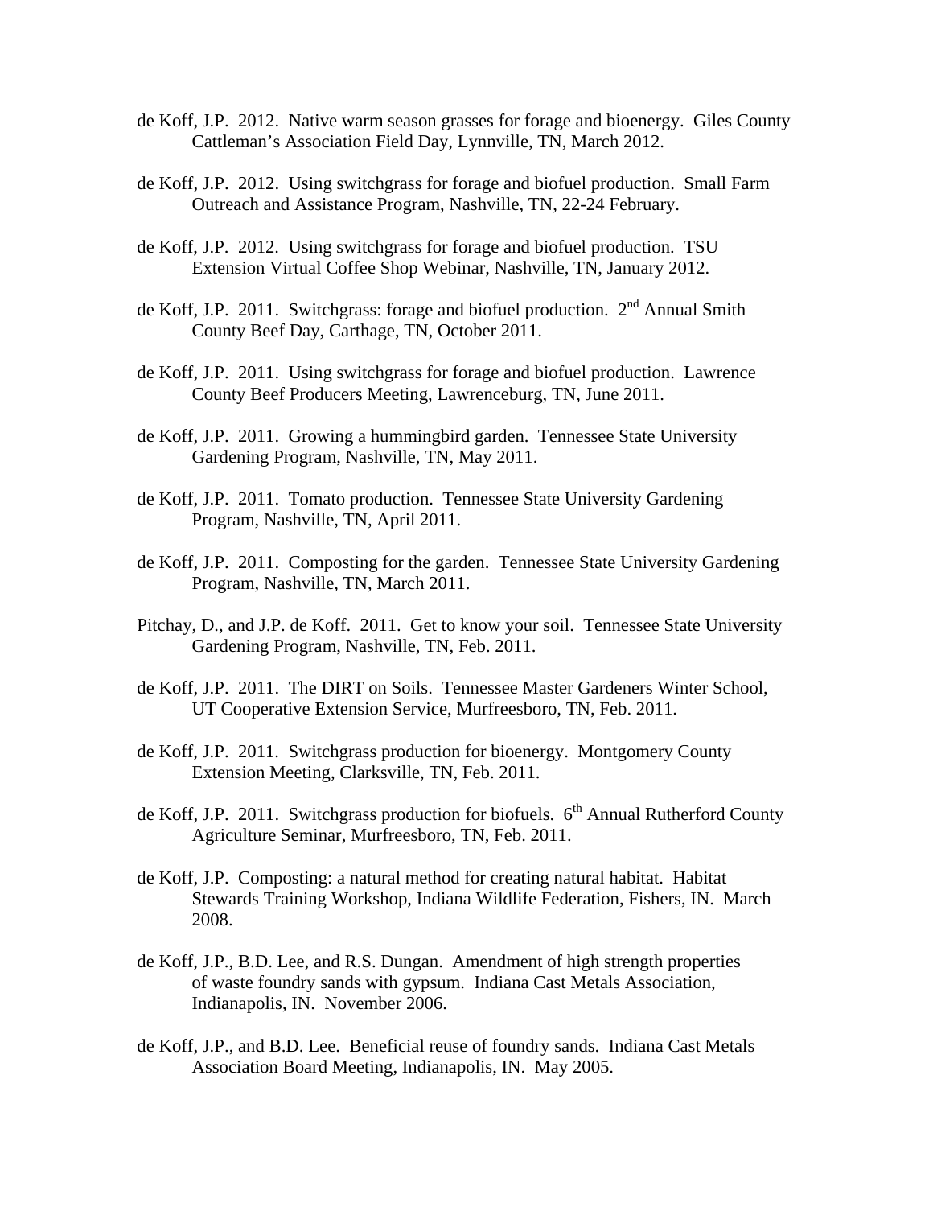de Koff, J.P. 2012. Native warm season grasses for forage and bioenergy. Giles County Cattleman's Association Field Day, Lynnville, TN, March 2012.

de Koff, J.P. 2012. Using switchgrass for forage and biofuel production. Small Farm Outreach and Assistance Program, Nashville, TN, 22-24 February.

de Koff, J.P. 2012. Using switchgrass for forage and biofuel production. TSU Extension Virtual Coffee Shop Webinar, Nashville, TN, January 2012.

de Koff, J.P. 2011. Switchgrass: forage and biofuel production. 2nd Annual Smith County Beef Day, Carthage, TN, October 2011.

de Koff, J.P. 2011. Using switchgrass for forage and biofuel production. Lawrence County Beef Producers Meeting, Lawrenceburg, TN, June 2011.

de Koff, J.P. 2011. Growing a hummingbird garden. Tennessee State University Gardening Program, Nashville, TN, May 2011.

de Koff, J.P. 2011. Tomato production. Tennessee State University Gardening Program, Nashville, TN, April 2011.

de Koff, J.P. 2011. Composting for the garden. Tennessee State University Gardening Program, Nashville, TN, March 2011.

Pitchay, D., and J.P. de Koff. 2011. Get to know your soil. Tennessee State University Gardening Program, Nashville, TN, Feb. 2011.

de Koff, J.P. 2011. The DIRT on Soils. Tennessee Master Gardeners Winter School, UT Cooperative Extension Service, Murfreesboro, TN, Feb. 2011.

de Koff, J.P. 2011. Switchgrass production for bioenergy. Montgomery County Extension Meeting, Clarksville, TN, Feb. 2011.

de Koff, J.P. 2011. Switchgrass production for biofuels. 6th Annual Rutherford County Agriculture Seminar, Murfreesboro, TN, Feb. 2011.

de Koff, J.P. Composting: a natural method for creating natural habitat. Habitat Stewards Training Workshop, Indiana Wildlife Federation, Fishers, IN. March 2008.

de Koff, J.P., B.D. Lee, and R.S. Dungan. Amendment of high strength properties of waste foundry sands with gypsum. Indiana Cast Metals Association, Indianapolis, IN. November 2006.

de Koff, J.P., and B.D. Lee. Beneficial reuse of foundry sands. Indiana Cast Metals Association Board Meeting, Indianapolis, IN. May 2005.